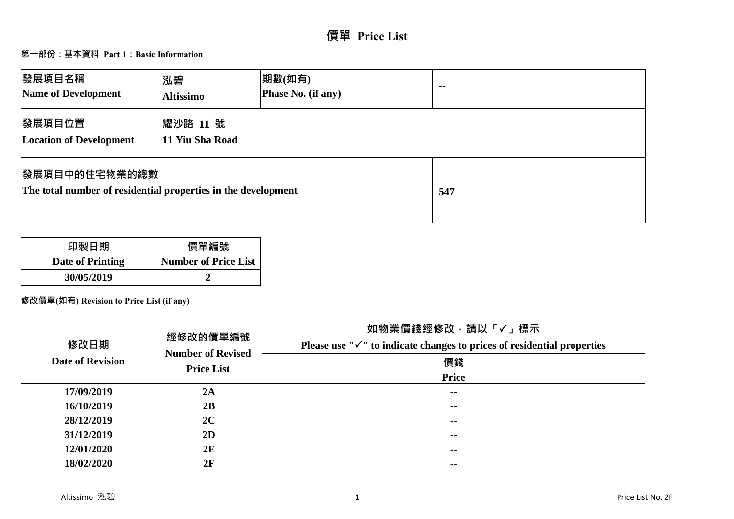# 價單 Price List

## 第一部份：基本資料 Part 1：Basic Information

| 發展項目名稱 Name of Development | 泓碧 Altissimo | 期數(如有) Phase No. (if any) | -- |
| --- | --- | --- | --- |
| 發展項目位置 Location of Development | 耀沙路 11 號 11 Yiu Sha Road | | |
| 發展項目中的住宅物業的總數 The total number of residential properties in the development | | | 547 |

| 印製日期 Date of Printing | 價單編號 Number of Price List |
| --- | --- |
| 30/05/2019 | 2 |

**修改價單(如有) Revision to Price List (if any)**

| 修改日期 Date of Revision | 經修改的價單編號 Number of Revised Price List | 如物業價錢經修改，請以「✓」標示 Please use "✓" to indicate changes to prices of residential properties |
| --- | --- | --- |
| | | 價錢 Price |
| 17/09/2019 | 2A | -- |
| 16/10/2019 | 2B | -- |
| 28/12/2019 | 2C | -- |
| 31/12/2019 | 2D | -- |
| 12/01/2020 | 2E | -- |
| 18/02/2020 | 2F | -- |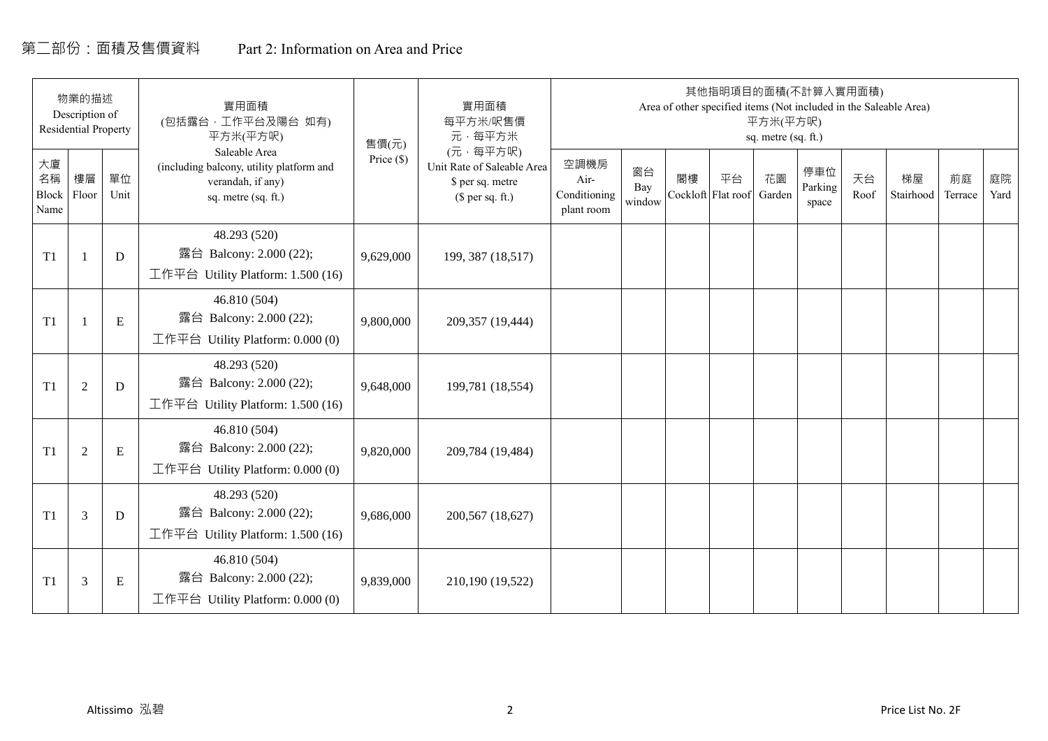# 第二部份：面積及售價資料　　Part 2: Information on Area and Price

| 物業的描述 Description of Residential Property | | | 實用面積 (包括露台，工作平台及陽台 如有) 平方米(平方呎) Saleable Area (including balcony, utility platform and verandah, if any) sq. metre (sq. ft.) | 售價(元) Price ($) | 實用面積 每平方米/呎售價 元，每平方米 (元，每平方呎) Unit Rate of Saleable Area $ per sq. metre ($ per sq. ft.) | 其他指明項目的面積(不計算入實用面積) Area of other specified items (Not included in the Saleable Area) 平方米(平方呎) sq. metre (sq. ft.) | | | | | | | | | |
|---|---|---|---|---|---|---|---|---|---|---|---|---|---|---|---|
| 大廈名稱 Block Name | 樓層 Floor | 單位 Unit | | | | 空調機房 Air-Conditioning plant room | 窗台 Bay window | 閣樓 Cockloft | 平台 Flat roof | 花園 Garden | 停車位 Parking space | 天台 Roof | 梯屋 Stairhood | 前庭 Terrace | 庭院 Yard |
| T1 | 1 | D | 48.293 (520) 露台 Balcony: 2.000 (22); 工作平台 Utility Platform: 1.500 (16) | 9,629,000 | 199, 387 (18,517) | | | | | | | | | | |
| T1 | 1 | E | 46.810 (504) 露台 Balcony: 2.000 (22); 工作平台 Utility Platform: 0.000 (0) | 9,800,000 | 209,357 (19,444) | | | | | | | | | | |
| T1 | 2 | D | 48.293 (520) 露台 Balcony: 2.000 (22); 工作平台 Utility Platform: 1.500 (16) | 9,648,000 | 199,781 (18,554) | | | | | | | | | | |
| T1 | 2 | E | 46.810 (504) 露台 Balcony: 2.000 (22); 工作平台 Utility Platform: 0.000 (0) | 9,820,000 | 209,784 (19,484) | | | | | | | | | | |
| T1 | 3 | D | 48.293 (520) 露台 Balcony: 2.000 (22); 工作平台 Utility Platform: 1.500 (16) | 9,686,000 | 200,567 (18,627) | | | | | | | | | | |
| T1 | 3 | E | 46.810 (504) 露台 Balcony: 2.000 (22); 工作平台 Utility Platform: 0.000 (0) | 9,839,000 | 210,190 (19,522) | | | | | | | | | | |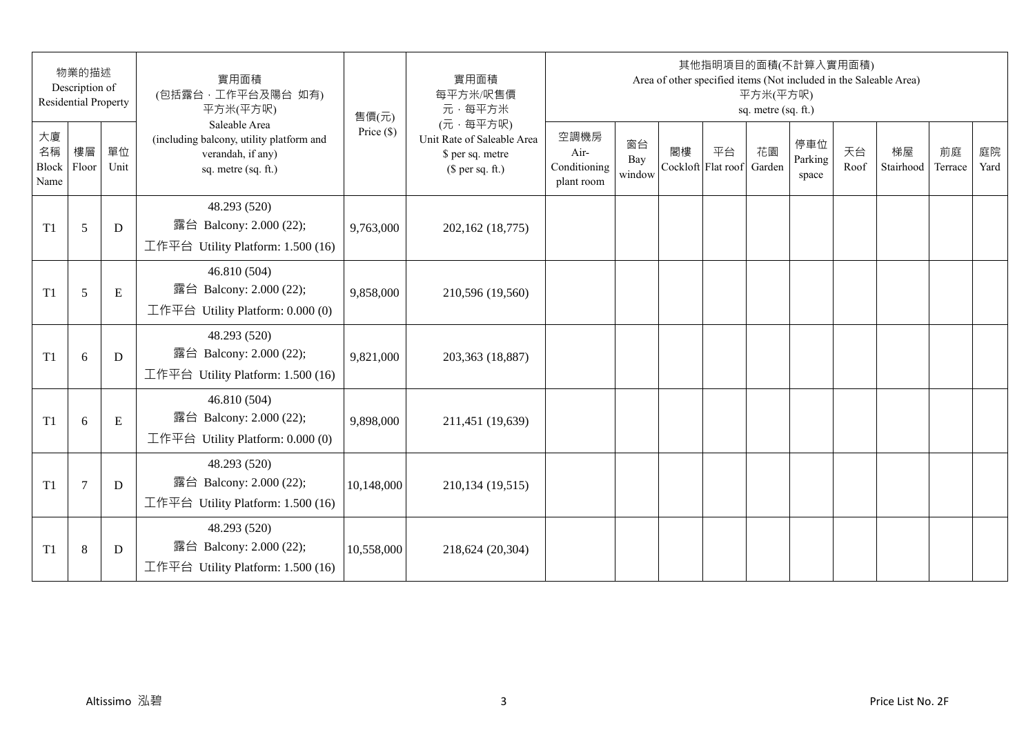| 物業的描述 Description of Residential Property | | | 實用面積 (包括露台，工作平台及陽台 如有) 平方米(平方呎) Saleable Area (including balcony, utility platform and verandah, if any) sq. metre (sq. ft.) | 售價(元) Price ($) | 實用面積 每平方米/呎售價 元，每平方米 (元，每平方呎) Unit Rate of Saleable Area $ per sq. metre ($ per sq. ft.) | 其他指明項目的面積(不計算入實用面積) Area of other specified items (Not included in the Saleable Area) 平方米(平方呎) sq. metre (sq. ft.) | | | | | | | | | |
|---|---|---|---|---|---|---|---|---|---|---|---|---|---|---|---|
| 大廈名稱 Block Name | 樓層 Floor | 單位 Unit | | | | 空調機房 Air-Conditioning plant room | 窗台 Bay window | 閣樓 Cockloft | 平台 Flat roof | 花園 Garden | 停車位 Parking space | 天台 Roof | 梯屋 Stairhood | 前庭 Terrace | 庭院 Yard |
| T1 | 5 | D | 48.293 (520) 露台 Balcony: 2.000 (22); 工作平台 Utility Platform: 1.500 (16) | 9,763,000 | 202,162 (18,775) | | | | | | | | | | |
| T1 | 5 | E | 46.810 (504) 露台 Balcony: 2.000 (22); 工作平台 Utility Platform: 0.000 (0) | 9,858,000 | 210,596 (19,560) | | | | | | | | | | |
| T1 | 6 | D | 48.293 (520) 露台 Balcony: 2.000 (22); 工作平台 Utility Platform: 1.500 (16) | 9,821,000 | 203,363 (18,887) | | | | | | | | | | |
| T1 | 6 | E | 46.810 (504) 露台 Balcony: 2.000 (22); 工作平台 Utility Platform: 0.000 (0) | 9,898,000 | 211,451 (19,639) | | | | | | | | | | |
| T1 | 7 | D | 48.293 (520) 露台 Balcony: 2.000 (22); 工作平台 Utility Platform: 1.500 (16) | 10,148,000 | 210,134 (19,515) | | | | | | | | | | |
| T1 | 8 | D | 48.293 (520) 露台 Balcony: 2.000 (22); 工作平台 Utility Platform: 1.500 (16) | 10,558,000 | 218,624 (20,304) | | | | | | | | | | |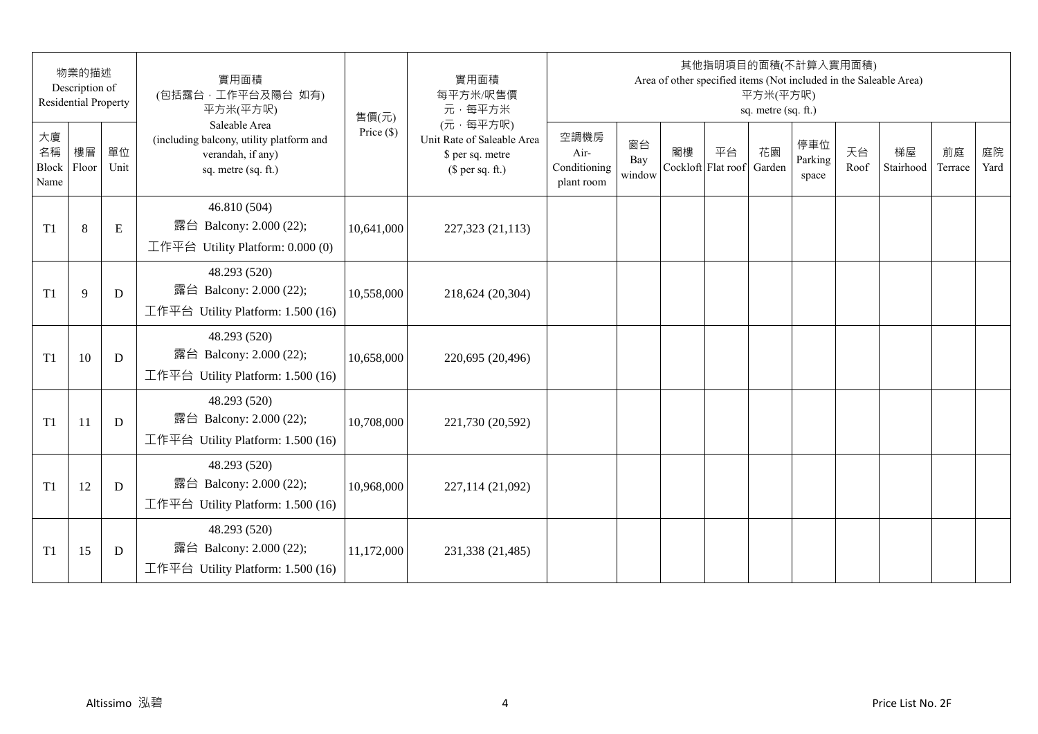| 物業的描述 Description of Residential Property | | | 實用面積 (包括露台，工作平台及陽台 如有) 平方米(平方呎) Saleable Area (including balcony, utility platform and verandah, if any) sq. metre (sq. ft.) | 售價(元) Price ($) | 實用面積 每平方米/呎售價 元，每平方米 (元，每平方呎) Unit Rate of Saleable Area $ per sq. metre ($ per sq. ft.) | 其他指明項目的面積(不計算入實用面積) Area of other specified items (Not included in the Saleable Area) 平方米(平方呎) sq. metre (sq. ft.) | | | | | | | | | |
|---|---|---|---|---|---|---|---|---|---|---|---|---|---|---|---|
| 大廈名稱 Block Name | 樓層 Floor | 單位 Unit | | | | 空調機房 Air-Conditioning plant room | 窗台 Bay window | 閣樓 Cockloft | 平台 Flat roof | 花園 Garden | 停車位 Parking space | 天台 Roof | 梯屋 Stairhood | 前庭 Terrace | 庭院 Yard |
| T1 | 8 | E | 46.810 (504) 露台 Balcony: 2.000 (22); 工作平台 Utility Platform: 0.000 (0) | 10,641,000 | 227,323 (21,113) | | | | | | | | | | |
| T1 | 9 | D | 48.293 (520) 露台 Balcony: 2.000 (22); 工作平台 Utility Platform: 1.500 (16) | 10,558,000 | 218,624 (20,304) | | | | | | | | | | |
| T1 | 10 | D | 48.293 (520) 露台 Balcony: 2.000 (22); 工作平台 Utility Platform: 1.500 (16) | 10,658,000 | 220,695 (20,496) | | | | | | | | | | |
| T1 | 11 | D | 48.293 (520) 露台 Balcony: 2.000 (22); 工作平台 Utility Platform: 1.500 (16) | 10,708,000 | 221,730 (20,592) | | | | | | | | | | |
| T1 | 12 | D | 48.293 (520) 露台 Balcony: 2.000 (22); 工作平台 Utility Platform: 1.500 (16) | 10,968,000 | 227,114 (21,092) | | | | | | | | | | |
| T1 | 15 | D | 48.293 (520) 露台 Balcony: 2.000 (22); 工作平台 Utility Platform: 1.500 (16) | 11,172,000 | 231,338 (21,485) | | | | | | | | | | |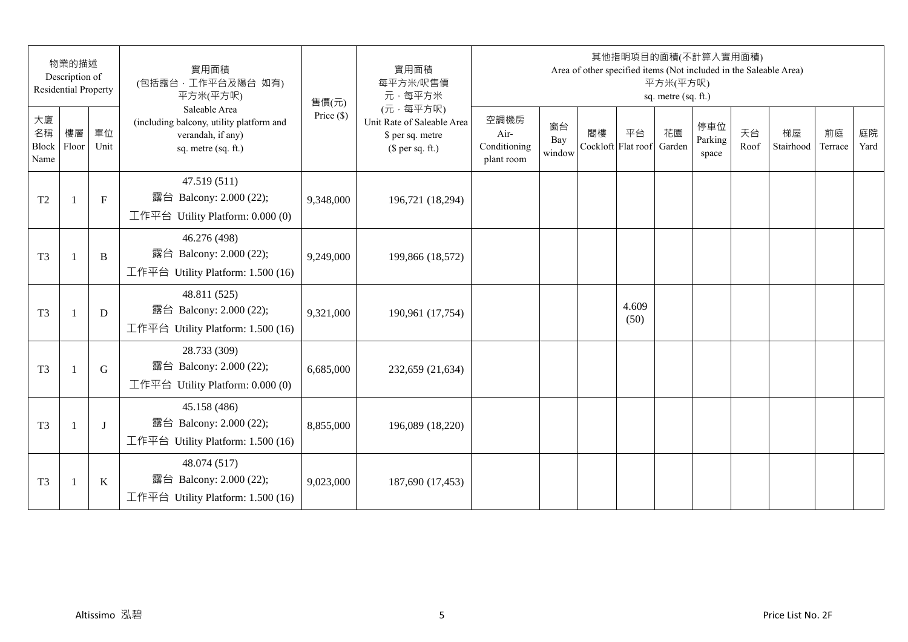| 物業的描述 Description of Residential Property | | | 實用面積 (包括露台．工作平台及陽台 如有) 平方米(平方呎) Saleable Area (including balcony, utility platform and verandah, if any) sq. metre (sq. ft.) | 售價(元) Price ($) | 實用面積 每平方米/呎售價 元．每平方米 (元．每平方呎) Unit Rate of Saleable Area $ per sq. metre ($ per sq. ft.) | 其他指明項目的面積(不計算入實用面積) Area of other specified items (Not included in the Saleable Area) 平方米(平方呎) sq. metre (sq. ft.) | | | | | | | | | |
|---|---|---|---|---|---|---|---|---|---|---|---|---|---|---|---|
| 大廈名稱 Block Name | 樓層 Floor | 單位 Unit | | | | 空調機房 Air-Conditioning plant room | 窗台 Bay window | 閣樓 Cockloft | 平台 Flat roof | 花園 Garden | 停車位 Parking space | 天台 Roof | 梯屋 Stairhood | 前庭 Terrace | 庭院 Yard |
| T2 | 1 | F | 47.519 (511) 露台 Balcony: 2.000 (22); 工作平台 Utility Platform: 0.000 (0) | 9,348,000 | 196,721 (18,294) | | | | | | | | | | |
| T3 | 1 | B | 46.276 (498) 露台 Balcony: 2.000 (22); 工作平台 Utility Platform: 1.500 (16) | 9,249,000 | 199,866 (18,572) | | | | | | | | | | |
| T3 | 1 | D | 48.811 (525) 露台 Balcony: 2.000 (22); 工作平台 Utility Platform: 1.500 (16) | 9,321,000 | 190,961 (17,754) | | | | 4.609 (50) | | | | | | |
| T3 | 1 | G | 28.733 (309) 露台 Balcony: 2.000 (22); 工作平台 Utility Platform: 0.000 (0) | 6,685,000 | 232,659 (21,634) | | | | | | | | | | |
| T3 | 1 | J | 45.158 (486) 露台 Balcony: 2.000 (22); 工作平台 Utility Platform: 1.500 (16) | 8,855,000 | 196,089 (18,220) | | | | | | | | | | |
| T3 | 1 | K | 48.074 (517) 露台 Balcony: 2.000 (22); 工作平台 Utility Platform: 1.500 (16) | 9,023,000 | 187,690 (17,453) | | | | | | | | | | |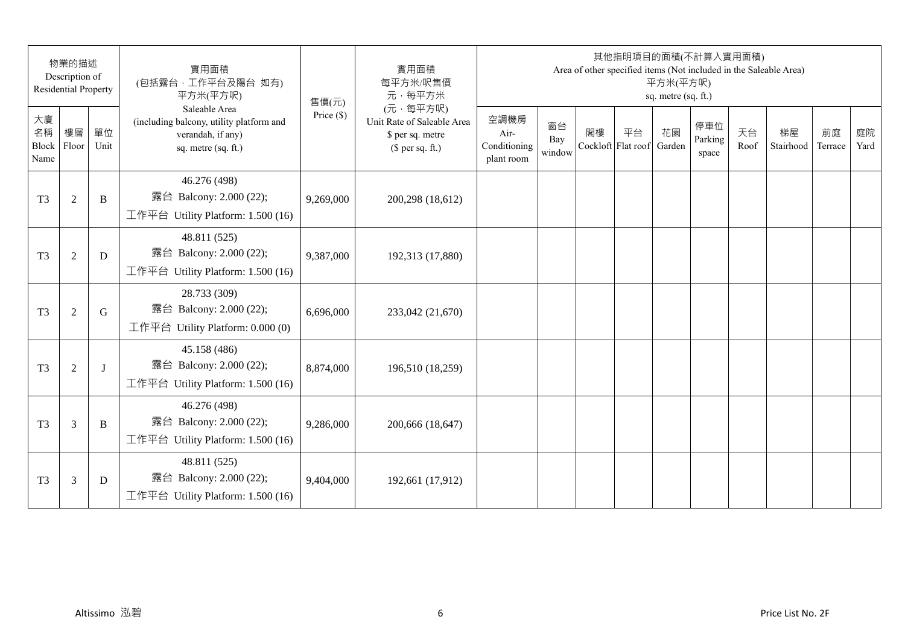| 物業的描述 Description of Residential Property | | | 實用面積 (包括露台、工作平台及陽台 如有) 平方米(平方呎) Saleable Area (including balcony, utility platform and verandah, if any) sq. metre (sq. ft.) | 售價(元) Price ($) | 實用面積 每平方米/呎售價 元，每平方米 (元，每平方呎) Unit Rate of Saleable Area $ per sq. metre ($ per sq. ft.) | 其他指明項目的面積(不計算入實用面積) Area of other specified items (Not included in the Saleable Area) 平方米(平方呎) sq. metre (sq. ft.) | | | | | | | | | |
|---|---|---|---|---|---|---|---|---|---|---|---|---|---|---|---|
| 大廈名稱 Block Name | 樓層 Floor | 單位 Unit | | | | 空調機房 Air-Conditioning plant room | 窗台 Bay window | 閣樓 Cockloft | 平台 Flat roof | 花園 Garden | 停車位 Parking space | 天台 Roof | 梯屋 Stairhood | 前庭 Terrace | 庭院 Yard |
| T3 | 2 | B | 46.276 (498) 露台 Balcony: 2.000 (22); 工作平台 Utility Platform: 1.500 (16) | 9,269,000 | 200,298 (18,612) | | | | | | | | | | |
| T3 | 2 | D | 48.811 (525) 露台 Balcony: 2.000 (22); 工作平台 Utility Platform: 1.500 (16) | 9,387,000 | 192,313 (17,880) | | | | | | | | | | |
| T3 | 2 | G | 28.733 (309) 露台 Balcony: 2.000 (22); 工作平台 Utility Platform: 0.000 (0) | 6,696,000 | 233,042 (21,670) | | | | | | | | | | |
| T3 | 2 | J | 45.158 (486) 露台 Balcony: 2.000 (22); 工作平台 Utility Platform: 1.500 (16) | 8,874,000 | 196,510 (18,259) | | | | | | | | | | |
| T3 | 3 | B | 46.276 (498) 露台 Balcony: 2.000 (22); 工作平台 Utility Platform: 1.500 (16) | 9,286,000 | 200,666 (18,647) | | | | | | | | | | |
| T3 | 3 | D | 48.811 (525) 露台 Balcony: 2.000 (22); 工作平台 Utility Platform: 1.500 (16) | 9,404,000 | 192,661 (17,912) | | | | | | | | | | |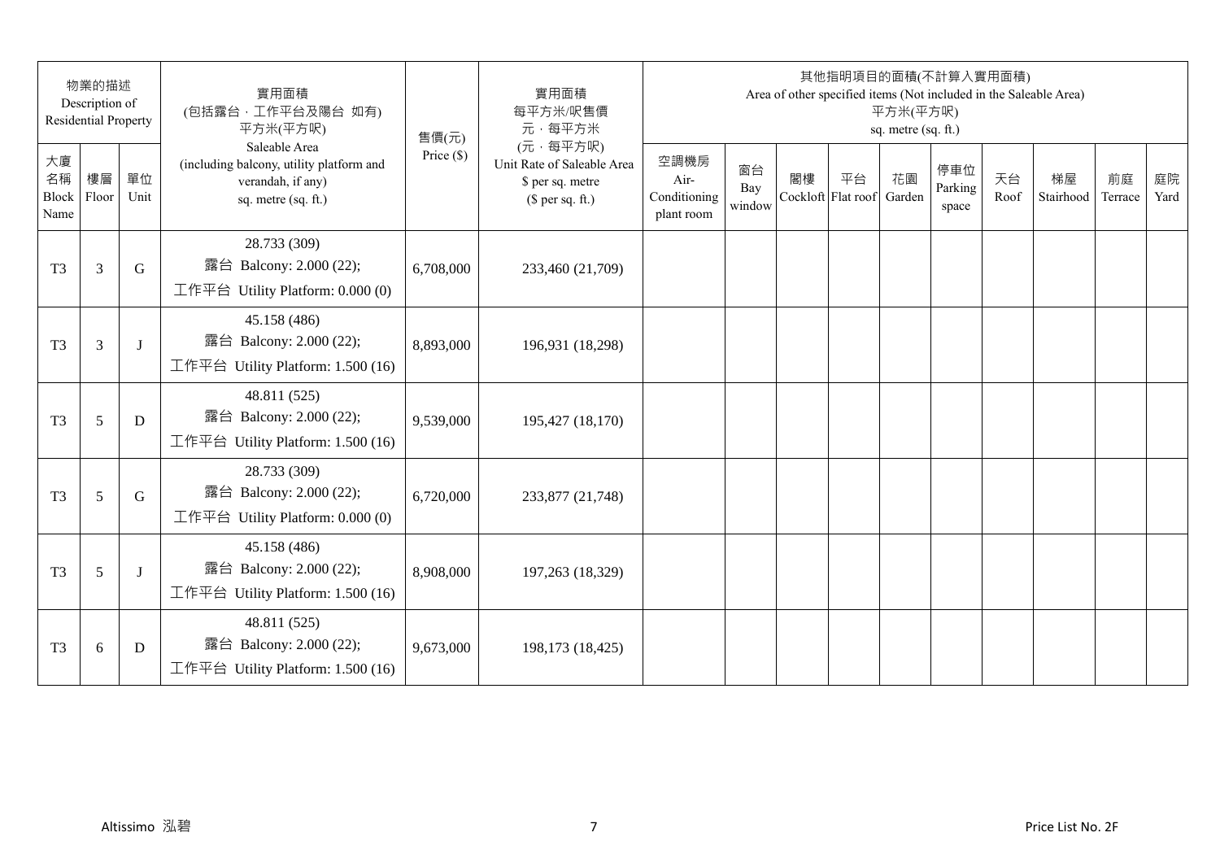| 物業的描述 Description of Residential Property | | | 實用面積 (包括露台，工作平台及陽台 如有) 平方米(平方呎) Saleable Area (including balcony, utility platform and verandah, if any) sq. metre (sq. ft.) | 售價(元) Price ($) | 實用面積 每平方米/呎售價 元，每平方米 (元，每平方呎) Unit Rate of Saleable Area $ per sq. metre ($ per sq. ft.) | 其他指明項目的面積(不計算入實用面積) Area of other specified items (Not included in the Saleable Area) 平方米(平方呎) sq. metre (sq. ft.) | | | | | | | | | |
|---|---|---|---|---|---|---|---|---|---|---|---|---|---|---|---|
| 大廈名稱 Block Name | 樓層 Floor | 單位 Unit | | | | 空調機房 Air-Conditioning plant room | 窗台 Bay window | 閣樓 Cockloft | 平台 Flat roof | 花園 Garden | 停車位 Parking space | 天台 Roof | 梯屋 Stairhood | 前庭 Terrace | 庭院 Yard |
| T3 | 3 | G | 28.733 (309) 露台 Balcony: 2.000 (22); 工作平台 Utility Platform: 0.000 (0) | 6,708,000 | 233,460 (21,709) | | | | | | | | | | |
| T3 | 3 | J | 45.158 (486) 露台 Balcony: 2.000 (22); 工作平台 Utility Platform: 1.500 (16) | 8,893,000 | 196,931 (18,298) | | | | | | | | | | |
| T3 | 5 | D | 48.811 (525) 露台 Balcony: 2.000 (22); 工作平台 Utility Platform: 1.500 (16) | 9,539,000 | 195,427 (18,170) | | | | | | | | | | |
| T3 | 5 | G | 28.733 (309) 露台 Balcony: 2.000 (22); 工作平台 Utility Platform: 0.000 (0) | 6,720,000 | 233,877 (21,748) | | | | | | | | | | |
| T3 | 5 | J | 45.158 (486) 露台 Balcony: 2.000 (22); 工作平台 Utility Platform: 1.500 (16) | 8,908,000 | 197,263 (18,329) | | | | | | | | | | |
| T3 | 6 | D | 48.811 (525) 露台 Balcony: 2.000 (22); 工作平台 Utility Platform: 1.500 (16) | 9,673,000 | 198,173 (18,425) | | | | | | | | | | |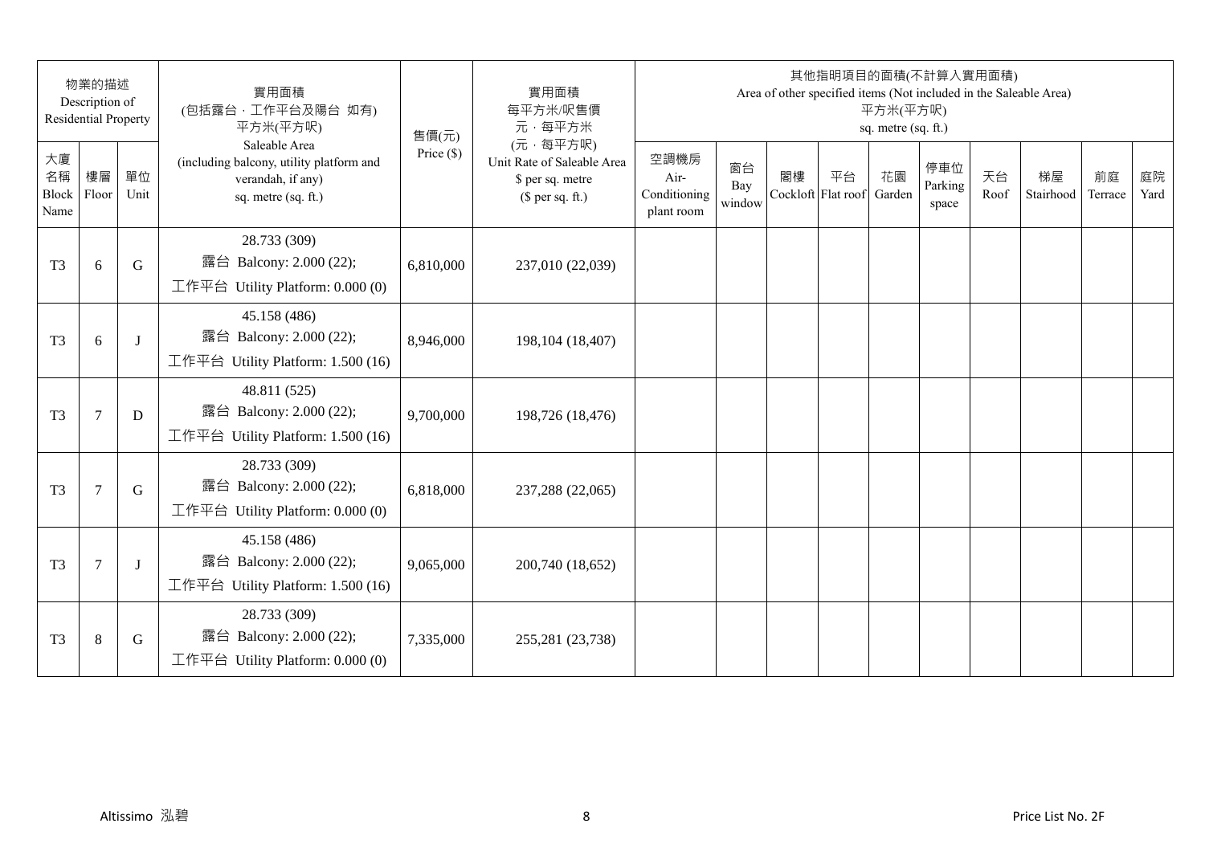| 物業的描述 Description of Residential Property | | | 實用面積 (包括露台，工作平台及陽台 如有) 平方米(平方呎) Saleable Area (including balcony, utility platform and verandah, if any) sq. metre (sq. ft.) | 售價(元) Price ($) | 實用面積 每平方米/呎售價 元，每平方米 (元，每平方呎) Unit Rate of Saleable Area $ per sq. metre ($ per sq. ft.) | 其他指明項目的面積(不計算入實用面積) Area of other specified items (Not included in the Saleable Area) 平方米(平方呎) sq. metre (sq. ft.) | | | | | | | | | |
|---|---|---|---|---|---|---|---|---|---|---|---|---|---|---|---|
| 大廈名稱 Block Name | 樓層 Floor | 單位 Unit | | | | 空調機房 Air-Conditioning plant room | 窗台 Bay window | 閣樓 Cockloft | 平台 Flat roof | 花園 Garden | 停車位 Parking space | 天台 Roof | 梯屋 Stairhood | 前庭 Terrace | 庭院 Yard |
| T3 | 6 | G | 28.733 (309) 露台 Balcony: 2.000 (22); 工作平台 Utility Platform: 0.000 (0) | 6,810,000 | 237,010 (22,039) | | | | | | | | | | |
| T3 | 6 | J | 45.158 (486) 露台 Balcony: 2.000 (22); 工作平台 Utility Platform: 1.500 (16) | 8,946,000 | 198,104 (18,407) | | | | | | | | | | |
| T3 | 7 | D | 48.811 (525) 露台 Balcony: 2.000 (22); 工作平台 Utility Platform: 1.500 (16) | 9,700,000 | 198,726 (18,476) | | | | | | | | | | |
| T3 | 7 | G | 28.733 (309) 露台 Balcony: 2.000 (22); 工作平台 Utility Platform: 0.000 (0) | 6,818,000 | 237,288 (22,065) | | | | | | | | | | |
| T3 | 7 | J | 45.158 (486) 露台 Balcony: 2.000 (22); 工作平台 Utility Platform: 1.500 (16) | 9,065,000 | 200,740 (18,652) | | | | | | | | | | |
| T3 | 8 | G | 28.733 (309) 露台 Balcony: 2.000 (22); 工作平台 Utility Platform: 0.000 (0) | 7,335,000 | 255,281 (23,738) | | | | | | | | | | |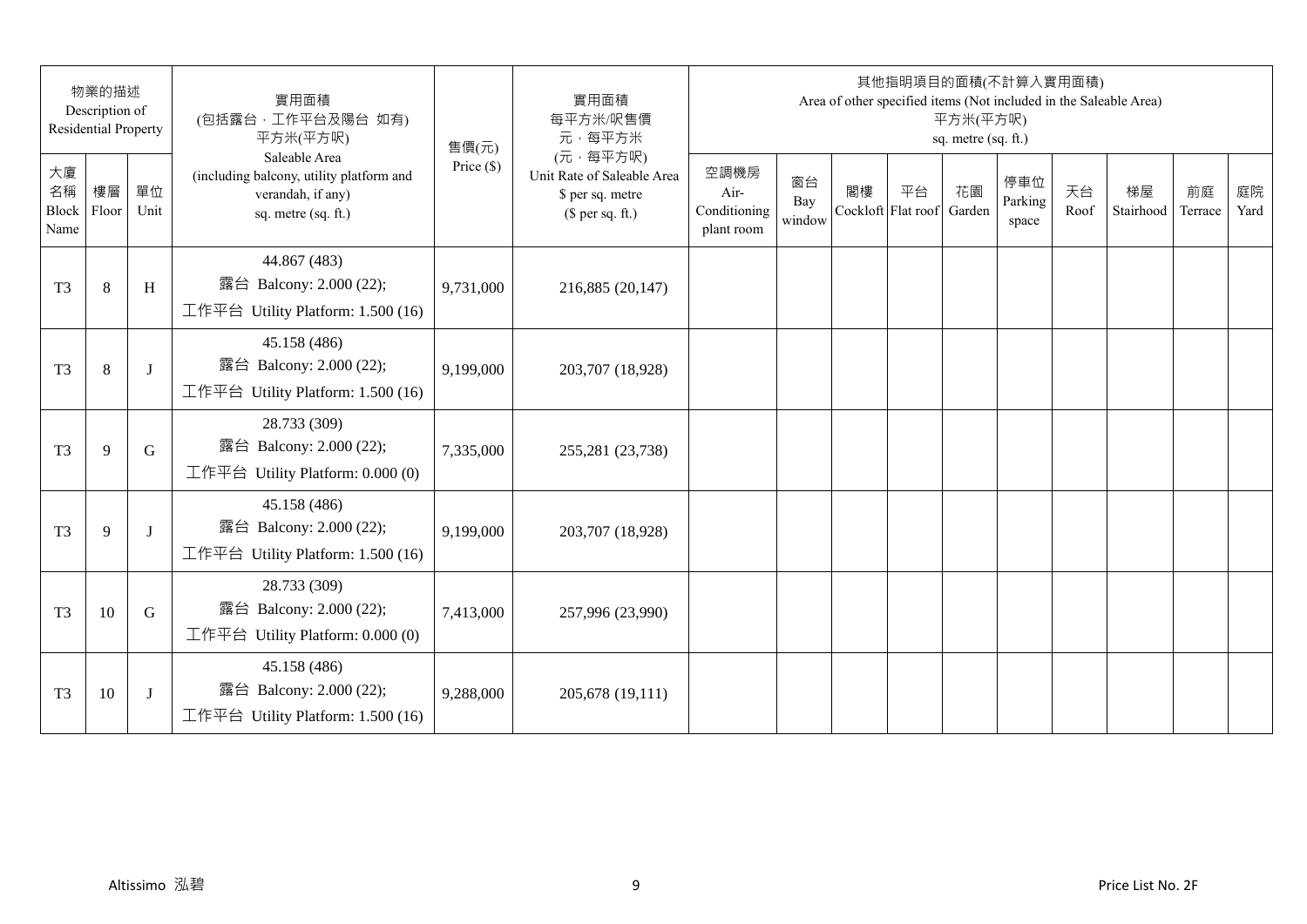| 物業的描述 Description of Residential Property | | | 實用面積 (包括露台，工作平台及陽台 如有) 平方米(平方呎) Saleable Area (including balcony, utility platform and verandah, if any) sq. metre (sq. ft.) | 售價(元) Price ($) | 實用面積 每平方米/呎售價 元，每平方米 (元，每平方呎) Unit Rate of Saleable Area $ per sq. metre ($ per sq. ft.) | 其他指明項目的面積(不計算入實用面積) Area of other specified items (Not included in the Saleable Area) 平方米(平方呎) sq. metre (sq. ft.) | | | | | | | | | |
|---|---|---|---|---|---|---|---|---|---|---|---|---|---|---|---|
| 大廈名稱 Block Name | 樓層 Floor | 單位 Unit | | | | 空調機房 Air-Conditioning plant room | 窗台 Bay window | 閣樓 Cockloft | 平台 Flat roof | 花園 Garden | 停車位 Parking space | 天台 Roof | 梯屋 Stairhood | 前庭 Terrace | 庭院 Yard |
| T3 | 8 | H | 44.867 (483) 露台 Balcony: 2.000 (22); 工作平台 Utility Platform: 1.500 (16) | 9,731,000 | 216,885 (20,147) | | | | | | | | | | |
| T3 | 8 | J | 45.158 (486) 露台 Balcony: 2.000 (22); 工作平台 Utility Platform: 1.500 (16) | 9,199,000 | 203,707 (18,928) | | | | | | | | | | |
| T3 | 9 | G | 28.733 (309) 露台 Balcony: 2.000 (22); 工作平台 Utility Platform: 0.000 (0) | 7,335,000 | 255,281 (23,738) | | | | | | | | | | |
| T3 | 9 | J | 45.158 (486) 露台 Balcony: 2.000 (22); 工作平台 Utility Platform: 1.500 (16) | 9,199,000 | 203,707 (18,928) | | | | | | | | | | |
| T3 | 10 | G | 28.733 (309) 露台 Balcony: 2.000 (22); 工作平台 Utility Platform: 0.000 (0) | 7,413,000 | 257,996 (23,990) | | | | | | | | | | |
| T3 | 10 | J | 45.158 (486) 露台 Balcony: 2.000 (22); 工作平台 Utility Platform: 1.500 (16) | 9,288,000 | 205,678 (19,111) | | | | | | | | | | |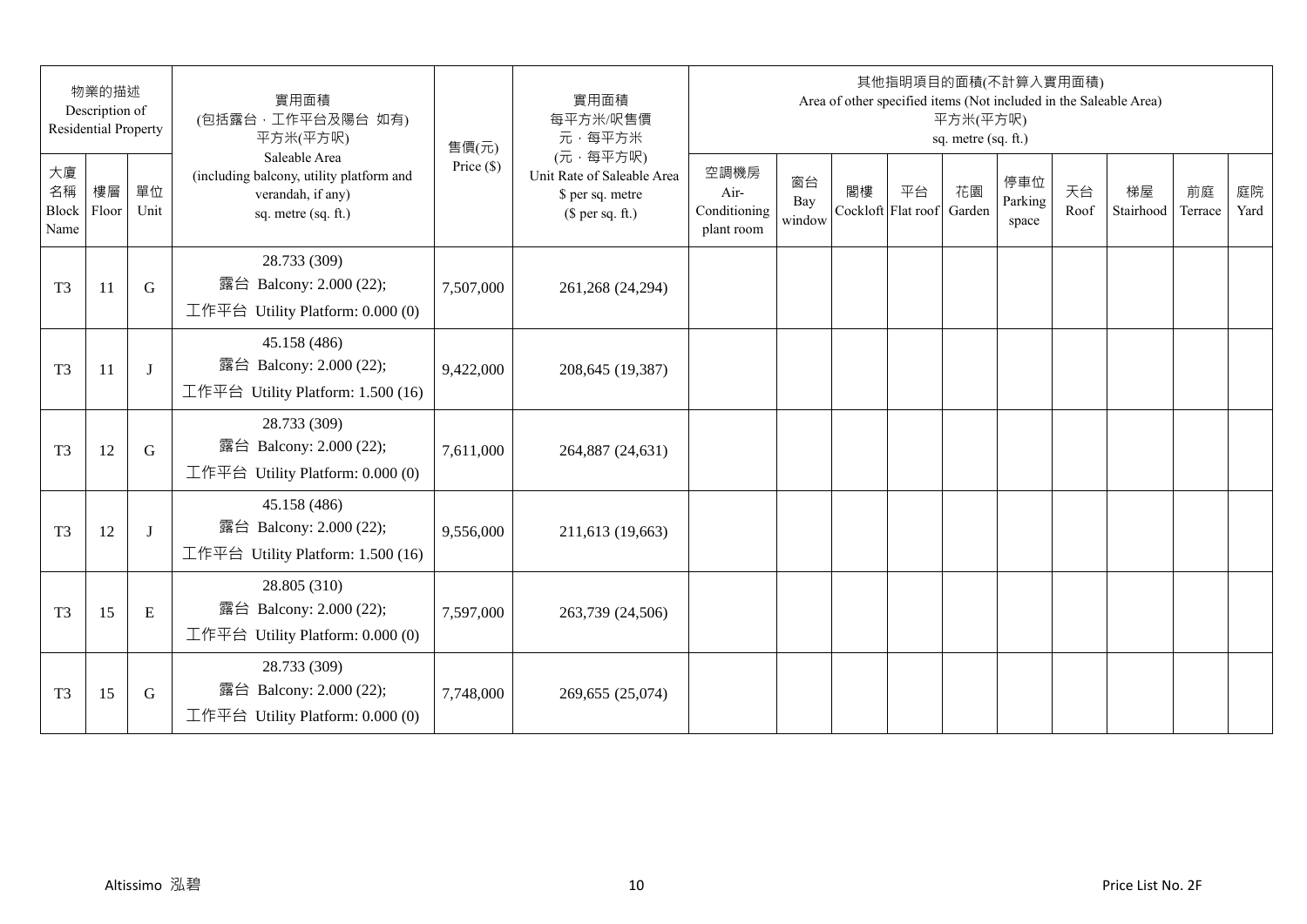| 物業的描述 Description of Residential Property | | | 實用面積 (包括露台．工作平台及陽台 如有) 平方米(平方呎) Saleable Area (including balcony, utility platform and verandah, if any) sq. metre (sq. ft.) | 售價(元) Price ($) | 實用面積 每平方米/呎售價 元．每平方米 (元．每平方呎) Unit Rate of Saleable Area $ per sq. metre ($ per sq. ft.) | 其他指明項目的面積(不計算入實用面積) Area of other specified items (Not included in the Saleable Area) 平方米(平方呎) sq. metre (sq. ft.) | | | | | | | | | |
|---|---|---|---|---|---|---|---|---|---|---|---|---|---|---|---|
| 大廈名稱 Block Name | 樓層 Floor | 單位 Unit | | | | 空調機房 Air-Conditioning plant room | 窗台 Bay window | 閣樓 Cockloft | 平台 Flat roof | 花園 Garden | 停車位 Parking space | 天台 Roof | 梯屋 Stairhood | 前庭 Terrace | 庭院 Yard |
| T3 | 11 | G | 28.733 (309) 露台 Balcony: 2.000 (22); 工作平台 Utility Platform: 0.000 (0) | 7,507,000 | 261,268 (24,294) | | | | | | | | | | |
| T3 | 11 | J | 45.158 (486) 露台 Balcony: 2.000 (22); 工作平台 Utility Platform: 1.500 (16) | 9,422,000 | 208,645 (19,387) | | | | | | | | | | |
| T3 | 12 | G | 28.733 (309) 露台 Balcony: 2.000 (22); 工作平台 Utility Platform: 0.000 (0) | 7,611,000 | 264,887 (24,631) | | | | | | | | | | |
| T3 | 12 | J | 45.158 (486) 露台 Balcony: 2.000 (22); 工作平台 Utility Platform: 1.500 (16) | 9,556,000 | 211,613 (19,663) | | | | | | | | | | |
| T3 | 15 | E | 28.805 (310) 露台 Balcony: 2.000 (22); 工作平台 Utility Platform: 0.000 (0) | 7,597,000 | 263,739 (24,506) | | | | | | | | | | |
| T3 | 15 | G | 28.733 (309) 露台 Balcony: 2.000 (22); 工作平台 Utility Platform: 0.000 (0) | 7,748,000 | 269,655 (25,074) | | | | | | | | | | |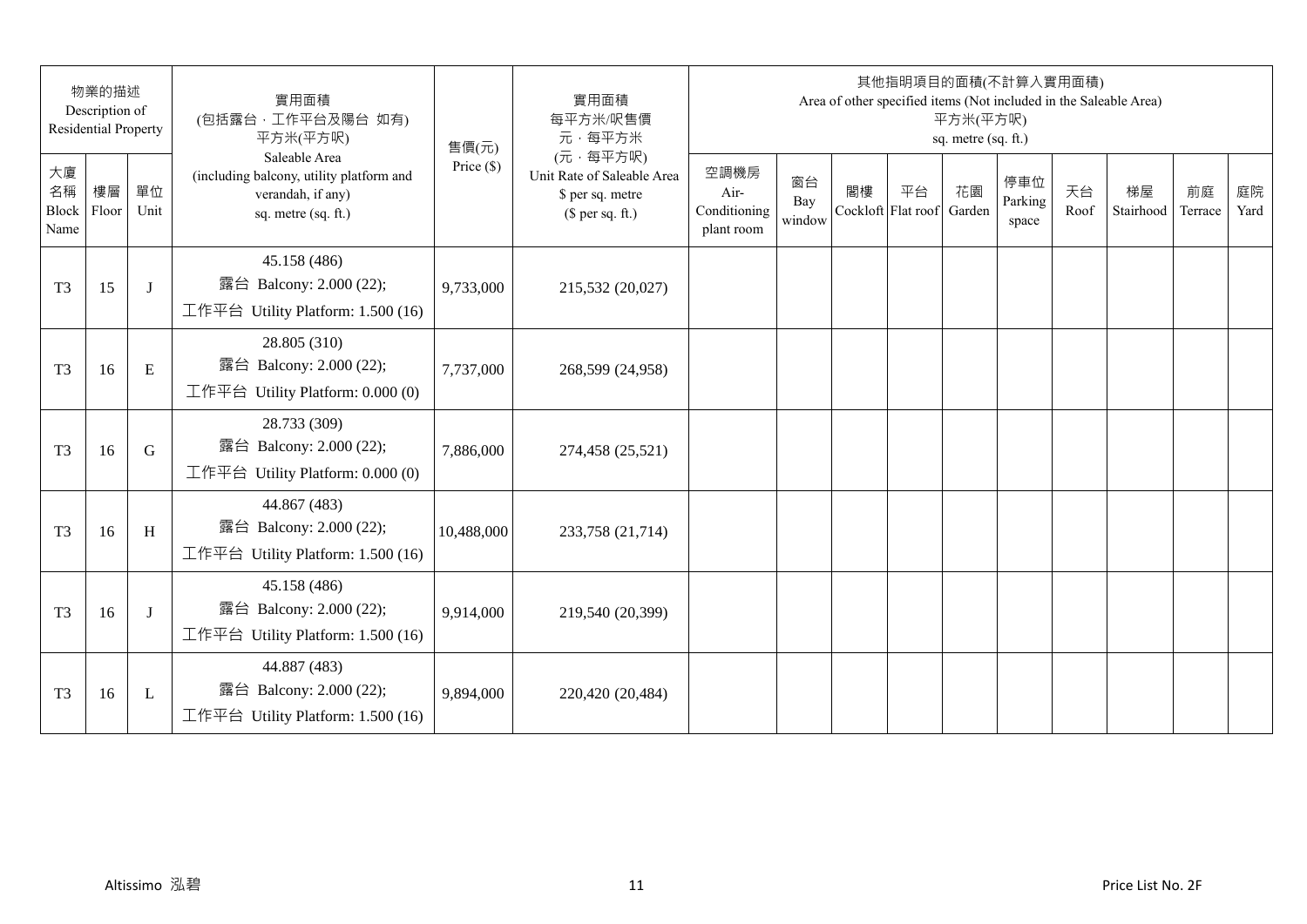| 物業的描述 Description of Residential Property | | | 實用面積 (包括露台﹐工作平台及陽台 如有) 平方米(平方呎) Saleable Area (including balcony, utility platform and verandah, if any) sq. metre (sq. ft.) | 售價(元) Price ($) | 實用面積 每平方米/呎售價 元﹐每平方米 (元﹐每平方呎) Unit Rate of Saleable Area $ per sq. metre ($ per sq. ft.) | 其他指明項目的面積(不計算入實用面積) Area of other specified items (Not included in the Saleable Area) 平方米(平方呎) sq. metre (sq. ft.) | | | | | | | | | |
|---|---|---|---|---|---|---|---|---|---|---|---|---|---|---|---|
| 大廈名稱 Block Name | 樓層 Floor | 單位 Unit | | | | 空調機房 Air-Conditioning plant room | 窗台 Bay window | 閣樓 Cockloft | 平台 Flat roof | 花園 Garden | 停車位 Parking space | 天台 Roof | 梯屋 Stairhood | 前庭 Terrace | 庭院 Yard |
| T3 | 15 | J | 45.158 (486) 露台 Balcony: 2.000 (22); 工作平台 Utility Platform: 1.500 (16) | 9,733,000 | 215,532 (20,027) | | | | | | | | | | |
| T3 | 16 | E | 28.805 (310) 露台 Balcony: 2.000 (22); 工作平台 Utility Platform: 0.000 (0) | 7,737,000 | 268,599 (24,958) | | | | | | | | | | |
| T3 | 16 | G | 28.733 (309) 露台 Balcony: 2.000 (22); 工作平台 Utility Platform: 0.000 (0) | 7,886,000 | 274,458 (25,521) | | | | | | | | | | |
| T3 | 16 | H | 44.867 (483) 露台 Balcony: 2.000 (22); 工作平台 Utility Platform: 1.500 (16) | 10,488,000 | 233,758 (21,714) | | | | | | | | | | |
| T3 | 16 | J | 45.158 (486) 露台 Balcony: 2.000 (22); 工作平台 Utility Platform: 1.500 (16) | 9,914,000 | 219,540 (20,399) | | | | | | | | | | |
| T3 | 16 | L | 44.887 (483) 露台 Balcony: 2.000 (22); 工作平台 Utility Platform: 1.500 (16) | 9,894,000 | 220,420 (20,484) | | | | | | | | | | |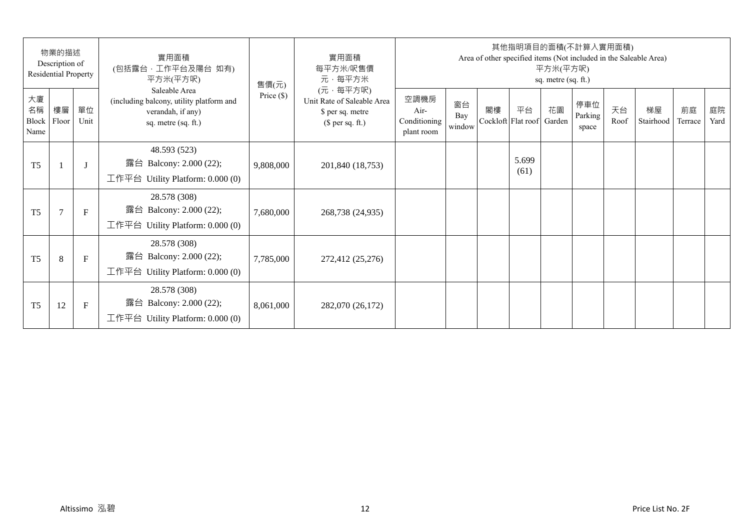| 物業的描述 Description of Residential Property | | | 實用面積 (包括露台，工作平台及陽台 如有) 平方米(平方呎) Saleable Area (including balcony, utility platform and verandah, if any) sq. metre (sq. ft.) | 售價(元) Price ($) | 實用面積 每平方米/呎售價 元，每平方米 (元，每平方呎) Unit Rate of Saleable Area $ per sq. metre ($ per sq. ft.) | 其他指明項目的面積(不計算入實用面積) Area of other specified items (Not included in the Saleable Area) 平方米(平方呎) sq. metre (sq. ft.) | | | | | | | | | |
|---|---|---|---|---|---|---|---|---|---|---|---|---|---|---|---|
| 大廈名稱 Block Name | 樓層 Floor | 單位 Unit | | | | 空調機房 Air-Conditioning plant room | 窗台 Bay window | 閣樓 Cockloft | 平台 Flat roof | 花園 Garden | 停車位 Parking space | 天台 Roof | 梯屋 Stairhood | 前庭 Terrace | 庭院 Yard |
| T5 | 1 | J | 48.593 (523) 露台 Balcony: 2.000 (22); 工作平台 Utility Platform: 0.000 (0) | 9,808,000 | 201,840 (18,753) | | | | 5.699 (61) | | | | | | |
| T5 | 7 | F | 28.578 (308) 露台 Balcony: 2.000 (22); 工作平台 Utility Platform: 0.000 (0) | 7,680,000 | 268,738 (24,935) | | | | | | | | | | |
| T5 | 8 | F | 28.578 (308) 露台 Balcony: 2.000 (22); 工作平台 Utility Platform: 0.000 (0) | 7,785,000 | 272,412 (25,276) | | | | | | | | | | |
| T5 | 12 | F | 28.578 (308) 露台 Balcony: 2.000 (22); 工作平台 Utility Platform: 0.000 (0) | 8,061,000 | 282,070 (26,172) | | | | | | | | | | |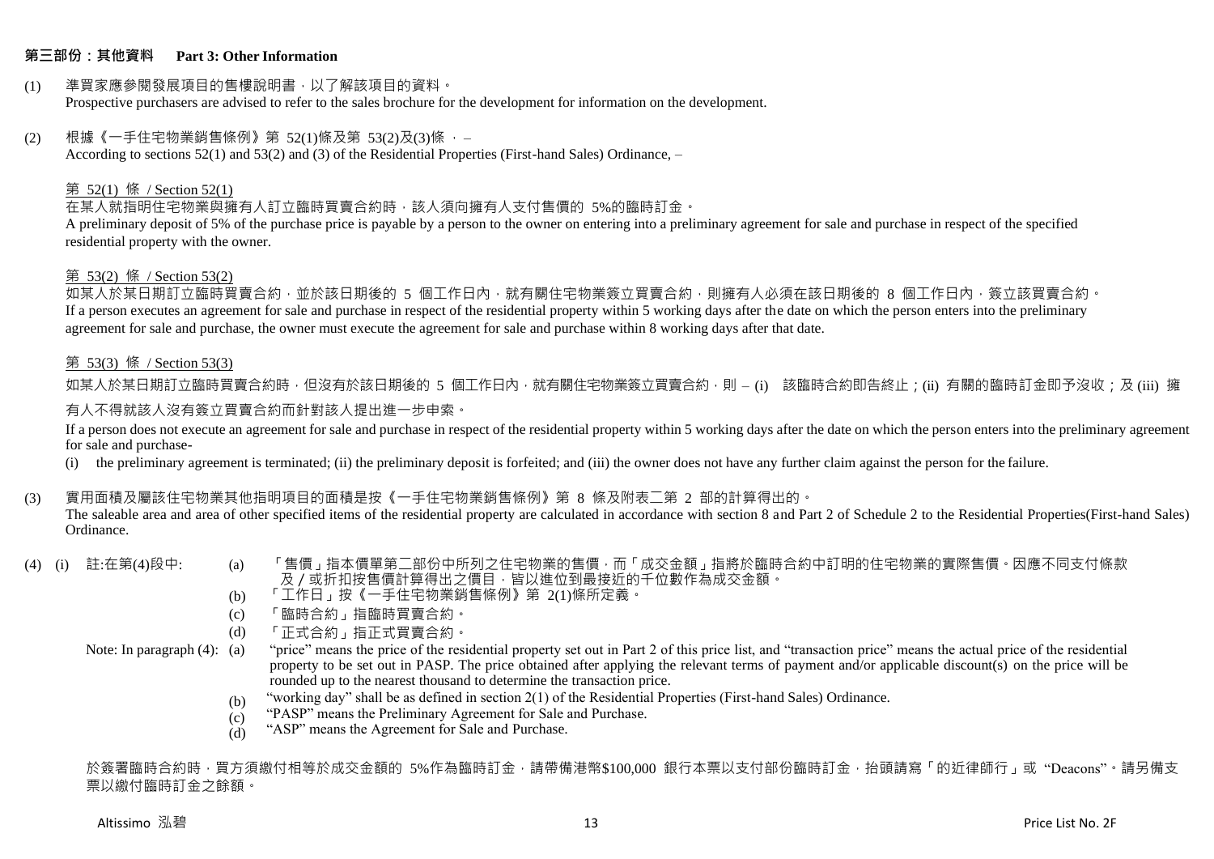## 第三部份：其他資料 Part 3: Other Information

(1) 準買家應參閱發展項目的售樓說明書，以了解該項目的資料。
Prospective purchasers are advised to refer to the sales brochure for the development for information on the development.

(2) 根據《一手住宅物業銷售條例》第 52(1)條及第 53(2)及(3)條 ，–
According to sections 52(1) and 53(2) and (3) of the Residential Properties (First-hand Sales) Ordinance, –

第 52(1) 條 / Section 52(1)

在某人就指明住宅物業與擁有人訂立臨時買賣合約時，該人須向擁有人支付售價的 5%的臨時訂金。
A preliminary deposit of 5% of the purchase price is payable by a person to the owner on entering into a preliminary agreement for sale and purchase in respect of the specified residential property with the owner.

第 53(2) 條 / Section 53(2)

如某人於某日期訂立臨時買賣合約，並於該日期後的 5 個工作日內，就有關住宅物業簽立買賣合約，則擁有人必須在該日期後的 8 個工作日內，簽立該買賣合約。
If a person executes an agreement for sale and purchase in respect of the residential property within 5 working days after the date on which the person enters into the preliminary agreement for sale and purchase, the owner must execute the agreement for sale and purchase within 8 working days after that date.

第 53(3) 條 / Section 53(3)

如某人於某日期訂立臨時買賣合約時，但沒有於該日期後的 5 個工作日內，就有關住宅物業簽立買賣合約，則 – (i) 該臨時合約即告終止；(ii) 有關的臨時訂金即予沒收；及 (iii) 擁有人不得就該人沒有簽立買賣合約而針對該人提出進一步申索。

If a person does not execute an agreement for sale and purchase in respect of the residential property within 5 working days after the date on which the person enters into the preliminary agreement for sale and purchase-

(i) the preliminary agreement is terminated; (ii) the preliminary deposit is forfeited; and (iii) the owner does not have any further claim against the person for the failure.

(3) 實用面積及屬該住宅物業其他指明項目的面積是按《一手住宅物業銷售條例》第 8 條及附表二第 2 部的計算得出的。
The saleable area and area of other specified items of the residential property are calculated in accordance with section 8 and Part 2 of Schedule 2 to the Residential Properties(First-hand Sales) Ordinance.

(4) (i) 註:在第(4)段中:

(a) 「售價」指本價單第二部份中所列之住宅物業的售價，而「成交金額」指將於臨時合約中訂明的住宅物業的實際售價。因應不同支付條款及／或折扣按售價計算得出之價目，皆以進位到最接近的千位數作為成交金額。
(b) 「工作日」按《一手住宅物業銷售條例》第 2(1)條所定義。
(c) 「臨時合約」指臨時買賣合約。
(d) 「正式合約」指正式買賣合約。

Note: In paragraph (4):

(a) "price" means the price of the residential property set out in Part 2 of this price list, and "transaction price" means the actual price of the residential property to be set out in PASP. The price obtained after applying the relevant terms of payment and/or applicable discount(s) on the price will be rounded up to the nearest thousand to determine the transaction price.
(b) "working day" shall be as defined in section 2(1) of the Residential Properties (First-hand Sales) Ordinance.
(c) "PASP" means the Preliminary Agreement for Sale and Purchase.
(d) "ASP" means the Agreement for Sale and Purchase.

於簽署臨時合約時，買方須繳付相等於成交金額的 5%作為臨時訂金，請帶備港幣$100,000 銀行本票以支付部份臨時訂金，抬頭請寫「的近律師行」或 "Deacons"。請另備支票以繳付臨時訂金之餘額。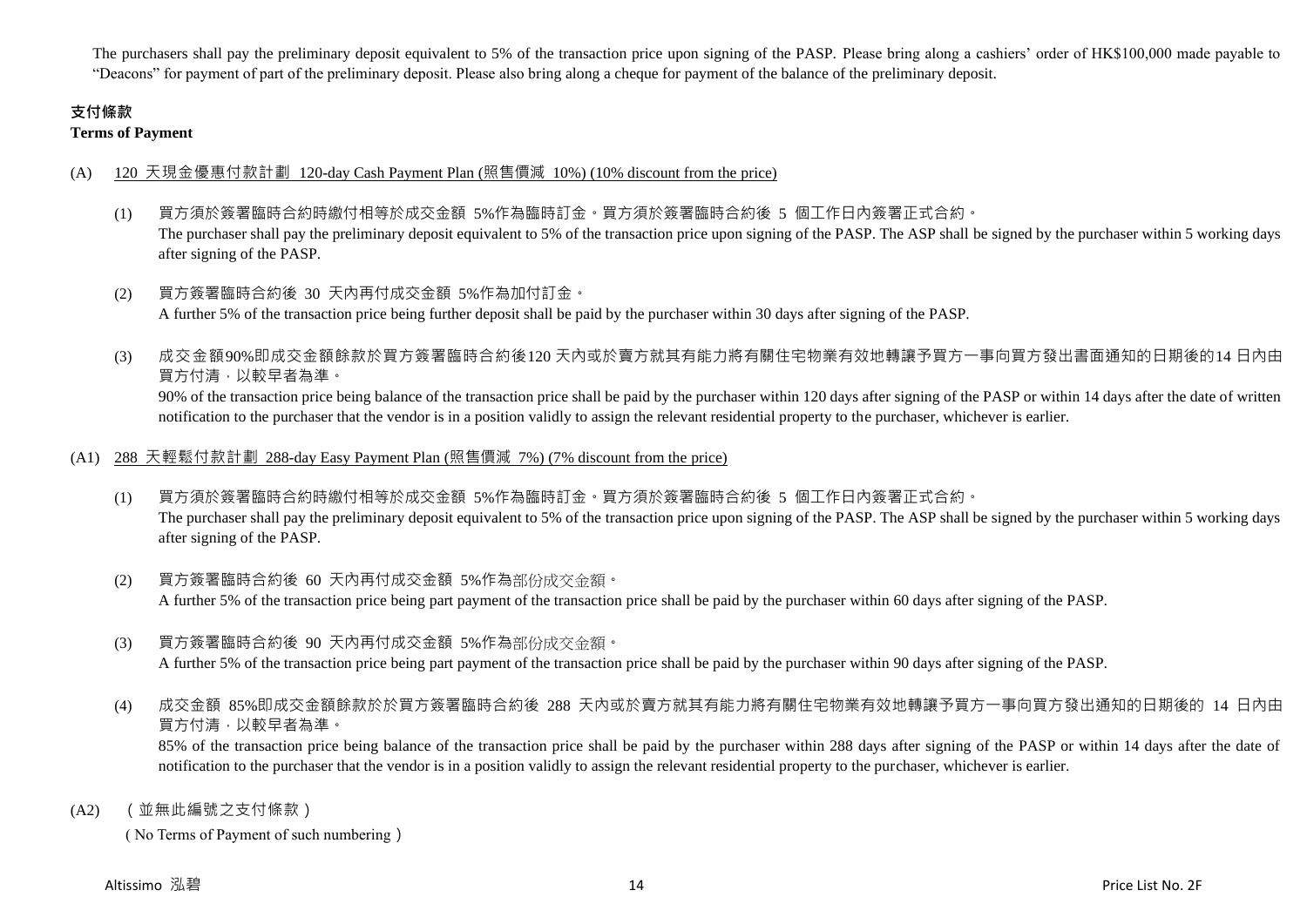The purchasers shall pay the preliminary deposit equivalent to 5% of the transaction price upon signing of the PASP. Please bring along a cashiers' order of HK$100,000 made payable to "Deacons" for payment of part of the preliminary deposit. Please also bring along a cheque for payment of the balance of the preliminary deposit.

## 支付條款
**Terms of Payment**

(A) 120 天現金優惠付款計劃 120-day Cash Payment Plan (照售價減 10%) (10% discount from the price)

(1) 買方須於簽署臨時合約時繳付相等於成交金額 5%作為臨時訂金。買方須於簽署臨時合約後 5 個工作日內簽署正式合約。
The purchaser shall pay the preliminary deposit equivalent to 5% of the transaction price upon signing of the PASP. The ASP shall be signed by the purchaser within 5 working days after signing of the PASP.

(2) 買方簽署臨時合約後 30 天內再付成交金額 5%作為加付訂金。
A further 5% of the transaction price being further deposit shall be paid by the purchaser within 30 days after signing of the PASP.

(3) 成交金額90%即成交金額餘款於買方簽署臨時合約後120 天內或於賣方就其有能力將有關住宅物業有效地轉讓予買方一事向買方發出書面通知的日期後的14 日內由買方付清，以較早者為準。
90% of the transaction price being balance of the transaction price shall be paid by the purchaser within 120 days after signing of the PASP or within 14 days after the date of written notification to the purchaser that the vendor is in a position validly to assign the relevant residential property to the purchaser, whichever is earlier.

(A1) 288 天輕鬆付款計劃 288-day Easy Payment Plan (照售價減 7%) (7% discount from the price)

(1) 買方須於簽署臨時合約時繳付相等於成交金額 5%作為臨時訂金。買方須於簽署臨時合約後 5 個工作日內簽署正式合約。
The purchaser shall pay the preliminary deposit equivalent to 5% of the transaction price upon signing of the PASP. The ASP shall be signed by the purchaser within 5 working days after signing of the PASP.

(2) 買方簽署臨時合約後 60 天內再付成交金額 5%作為部份成交金額。
A further 5% of the transaction price being part payment of the transaction price shall be paid by the purchaser within 60 days after signing of the PASP.

(3) 買方簽署臨時合約後 90 天內再付成交金額 5%作為部份成交金額。
A further 5% of the transaction price being part payment of the transaction price shall be paid by the purchaser within 90 days after signing of the PASP.

(4) 成交金額 85%即成交金額餘款於於買方簽署臨時合約後 288 天內或於賣方就其有能力將有關住宅物業有效地轉讓予買方一事向買方發出通知的日期後的 14 日內由買方付清，以較早者為準。
85% of the transaction price being balance of the transaction price shall be paid by the purchaser within 288 days after signing of the PASP or within 14 days after the date of notification to the purchaser that the vendor is in a position validly to assign the relevant residential property to the purchaser, whichever is earlier.

(A2) （並無此編號之支付條款）
( No Terms of Payment of such numbering )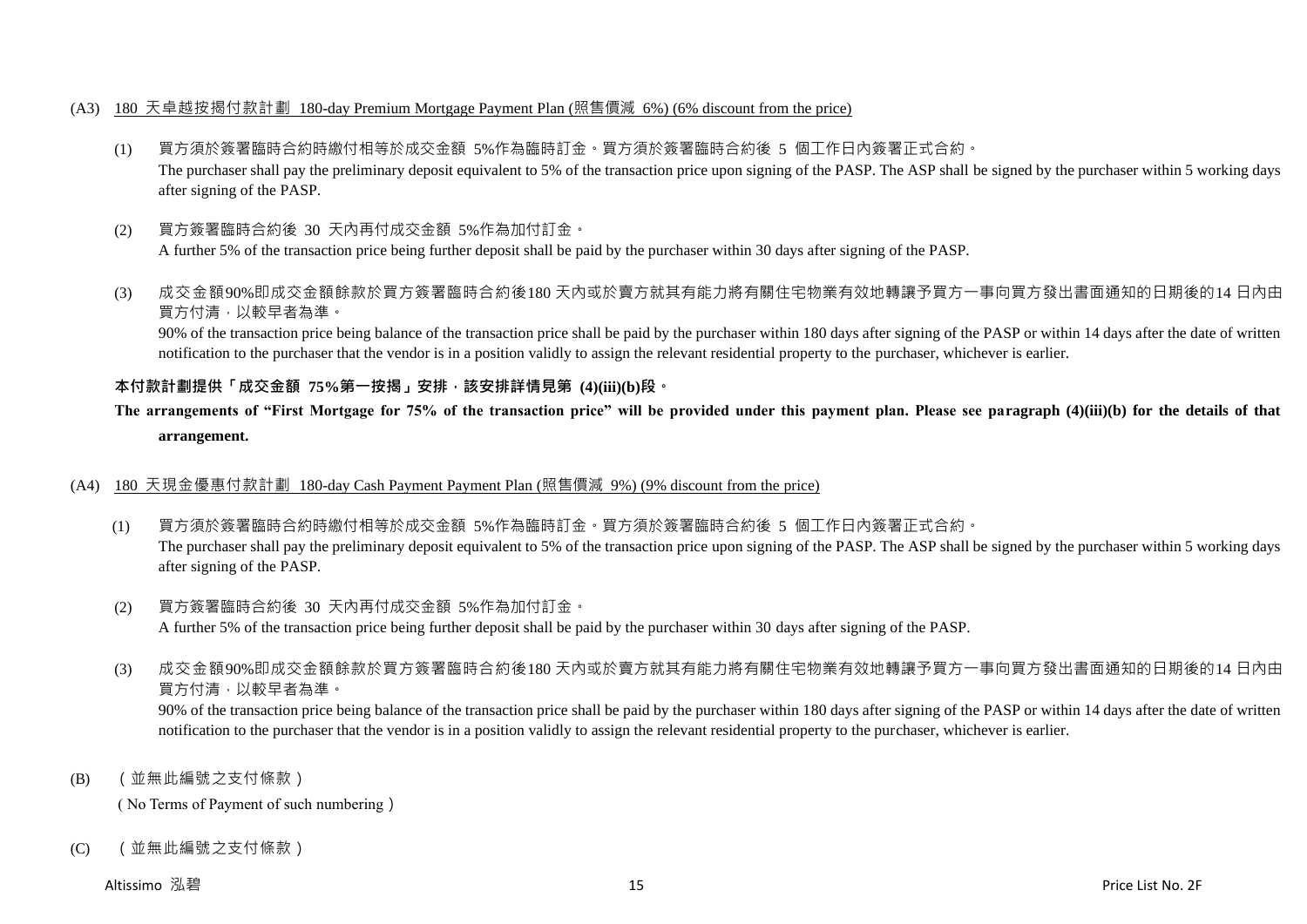(A3) <u>180 天卓越按揭付款計劃 180-day Premium Mortgage Payment Plan (照售價減 6%) (6% discount from the price)</u>

(1) 買方須於簽署臨時合約時繳付相等於成交金額 5%作為臨時訂金。買方須於簽署臨時合約後 5 個工作日內簽署正式合約。
The purchaser shall pay the preliminary deposit equivalent to 5% of the transaction price upon signing of the PASP. The ASP shall be signed by the purchaser within 5 working days after signing of the PASP.

(2) 買方簽署臨時合約後 30 天內再付成交金額 5%作為加付訂金。
A further 5% of the transaction price being further deposit shall be paid by the purchaser within 30 days after signing of the PASP.

(3) 成交金額90%即成交金額餘款於買方簽署臨時合約後180 天內或於賣方就其有能力將有關住宅物業有效地轉讓予買方一事向買方發出書面通知的日期後的14 日內由買方付清，以較早者為準。
90% of the transaction price being balance of the transaction price shall be paid by the purchaser within 180 days after signing of the PASP or within 14 days after the date of written notification to the purchaser that the vendor is in a position validly to assign the relevant residential property to the purchaser, whichever is earlier.

**本付款計劃提供「成交金額 75%第一按揭」安排，該安排詳情見第 (4)(iii)(b)段。**

**The arrangements of "First Mortgage for 75% of the transaction price" will be provided under this payment plan. Please see paragraph (4)(iii)(b) for the details of that arrangement.**

(A4) <u>180 天現金優惠付款計劃 180-day Cash Payment Payment Plan (照售價減 9%) (9% discount from the price)</u>

(1) 買方須於簽署臨時合約時繳付相等於成交金額 5%作為臨時訂金。買方須於簽署臨時合約後 5 個工作日內簽署正式合約。
The purchaser shall pay the preliminary deposit equivalent to 5% of the transaction price upon signing of the PASP. The ASP shall be signed by the purchaser within 5 working days after signing of the PASP.

(2) 買方簽署臨時合約後 30 天內再付成交金額 5%作為加付訂金。
A further 5% of the transaction price being further deposit shall be paid by the purchaser within 30 days after signing of the PASP.

(3) 成交金額90%即成交金額餘款於買方簽署臨時合約後180 天內或於賣方就其有能力將有關住宅物業有效地轉讓予買方一事向買方發出書面通知的日期後的14 日內由買方付清，以較早者為準。
90% of the transaction price being balance of the transaction price shall be paid by the purchaser within 180 days after signing of the PASP or within 14 days after the date of written notification to the purchaser that the vendor is in a position validly to assign the relevant residential property to the purchaser, whichever is earlier.

(B) （並無此編號之支付條款）
( No Terms of Payment of such numbering )

(C) （並無此編號之支付條款）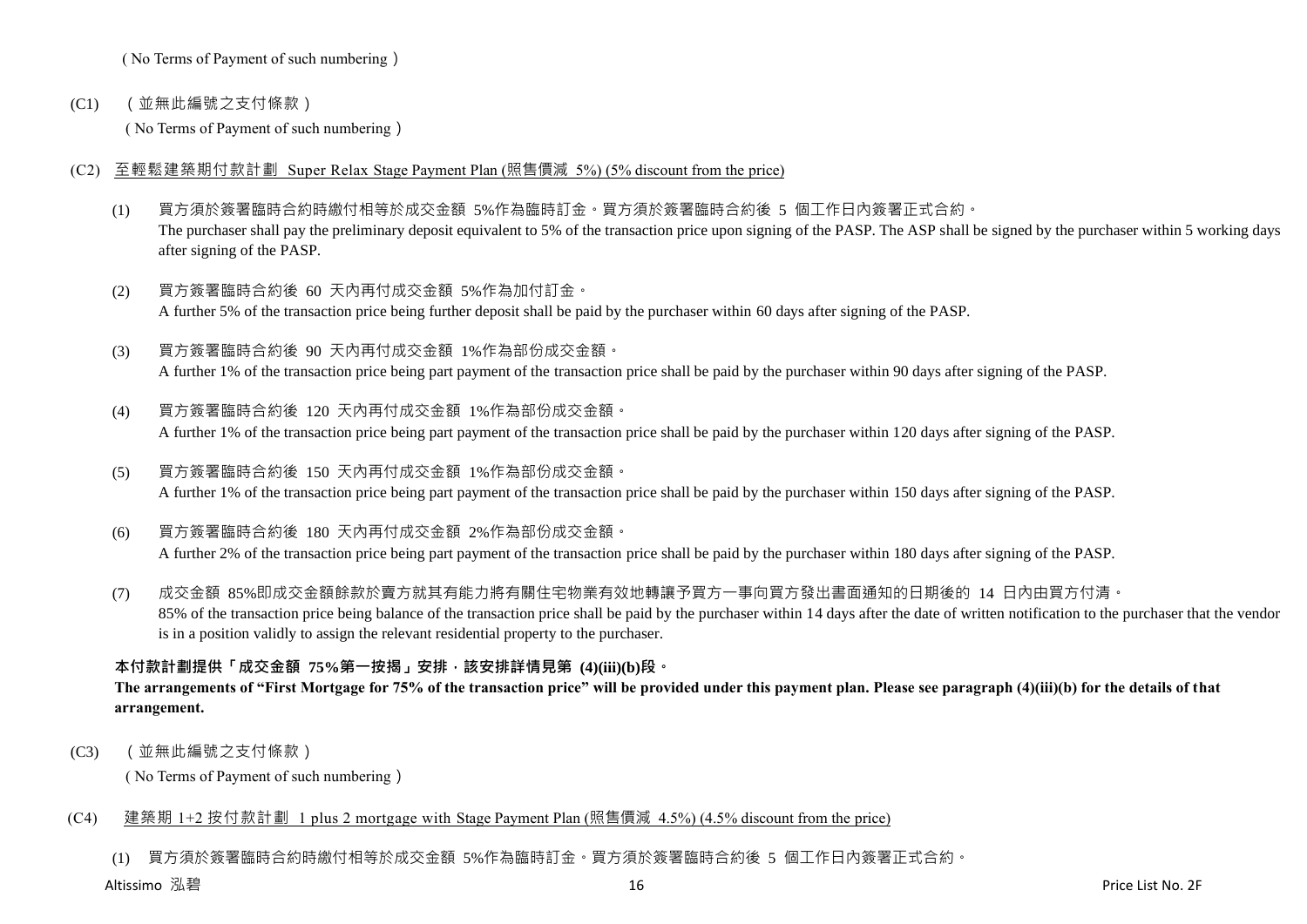（No Terms of Payment of such numbering）

(C1)　（並無此編號之支付條款）

（No Terms of Payment of such numbering）

(C2)　<u>至輕鬆建築期付款計劃 Super Relax Stage Payment Plan (照售價減 5%) (5% discount from the price)</u>

(1)　買方須於簽署臨時合約時繳付相等於成交金額 5%作為臨時訂金。買方須於簽署臨時合約後 5 個工作日內簽署正式合約。
The purchaser shall pay the preliminary deposit equivalent to 5% of the transaction price upon signing of the PASP. The ASP shall be signed by the purchaser within 5 working days after signing of the PASP.

(2)　買方簽署臨時合約後 60 天內再付成交金額 5%作為加付訂金。
A further 5% of the transaction price being further deposit shall be paid by the purchaser within 60 days after signing of the PASP.

(3)　買方簽署臨時合約後 90 天內再付成交金額 1%作為部份成交金額。
A further 1% of the transaction price being part payment of the transaction price shall be paid by the purchaser within 90 days after signing of the PASP.

(4)　買方簽署臨時合約後 120 天內再付成交金額 1%作為部份成交金額。
A further 1% of the transaction price being part payment of the transaction price shall be paid by the purchaser within 120 days after signing of the PASP.

(5)　買方簽署臨時合約後 150 天內再付成交金額 1%作為部份成交金額。
A further 1% of the transaction price being part payment of the transaction price shall be paid by the purchaser within 150 days after signing of the PASP.

(6)　買方簽署臨時合約後 180 天內再付成交金額 2%作為部份成交金額。
A further 2% of the transaction price being part payment of the transaction price shall be paid by the purchaser within 180 days after signing of the PASP.

(7)　成交金額 85%即成交金額餘款於賣方就其有能力將有關住宅物業有效地轉讓予買方一事向買方發出書面通知的日期後的 14 日內由買方付清。
85% of the transaction price being balance of the transaction price shall be paid by the purchaser within 14 days after the date of written notification to the purchaser that the vendor is in a position validly to assign the relevant residential property to the purchaser.

**本付款計劃提供「成交金額 75%第一按揭」安排，該安排詳情見第 (4)(iii)(b)段。**
**The arrangements of "First Mortgage for 75% of the transaction price" will be provided under this payment plan. Please see paragraph (4)(iii)(b) for the details of that arrangement.**

(C3)　（並無此編號之支付條款）

（No Terms of Payment of such numbering）

(C4)　<u>建築期 1+2 按付款計劃 1 plus 2 mortgage with Stage Payment Plan (照售價減 4.5%) (4.5% discount from the price)</u>

(1)　買方須於簽署臨時合約時繳付相等於成交金額 5%作為臨時訂金。買方須於簽署臨時合約後 5 個工作日內簽署正式合約。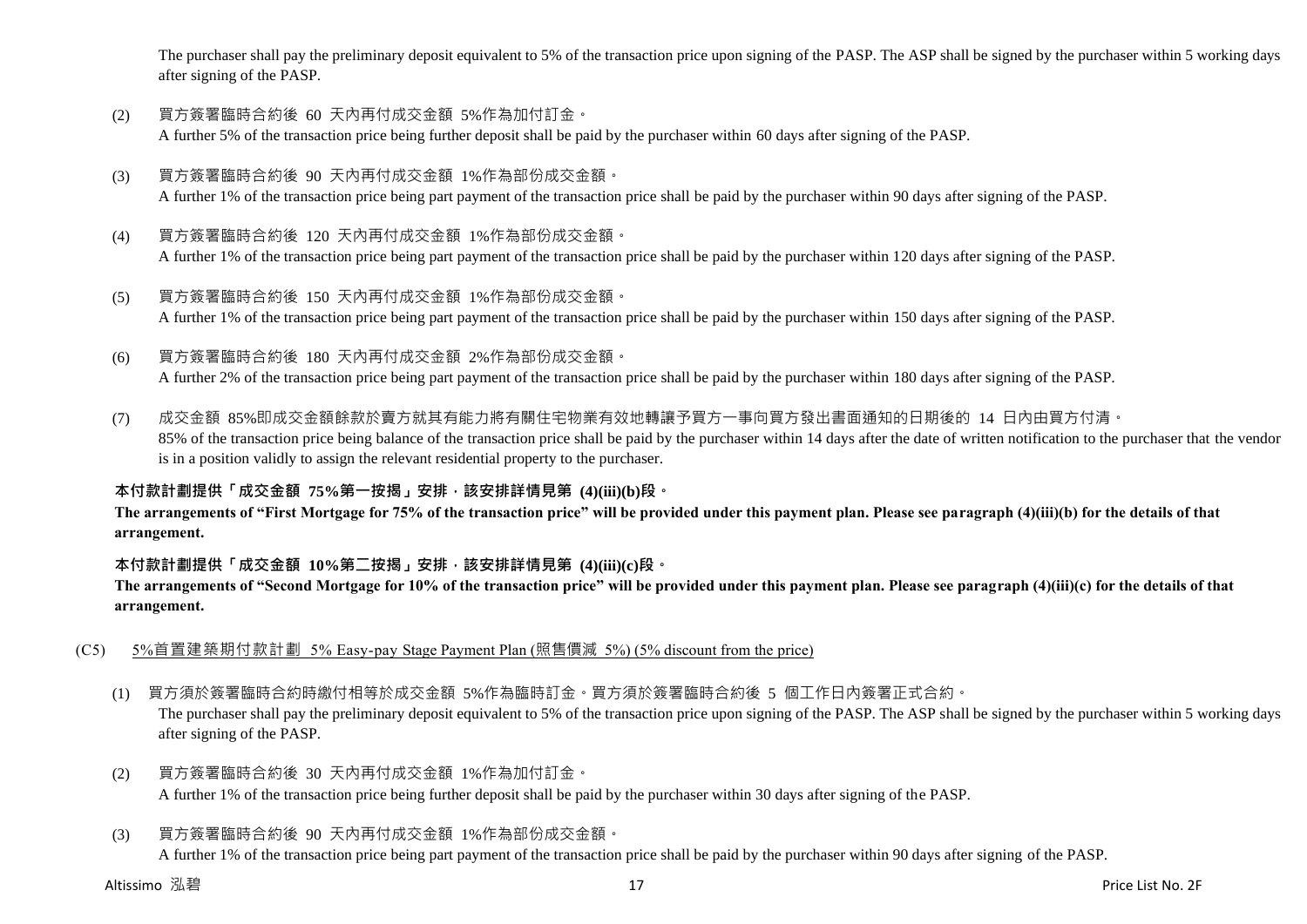The purchaser shall pay the preliminary deposit equivalent to 5% of the transaction price upon signing of the PASP. The ASP shall be signed by the purchaser within 5 working days after signing of the PASP.

(2) 買方簽署臨時合約後 60 天內再付成交金額 5%作為加付訂金。
A further 5% of the transaction price being further deposit shall be paid by the purchaser within 60 days after signing of the PASP.

(3) 買方簽署臨時合約後 90 天內再付成交金額 1%作為部份成交金額。
A further 1% of the transaction price being part payment of the transaction price shall be paid by the purchaser within 90 days after signing of the PASP.

(4) 買方簽署臨時合約後 120 天內再付成交金額 1%作為部份成交金額。
A further 1% of the transaction price being part payment of the transaction price shall be paid by the purchaser within 120 days after signing of the PASP.

(5) 買方簽署臨時合約後 150 天內再付成交金額 1%作為部份成交金額。
A further 1% of the transaction price being part payment of the transaction price shall be paid by the purchaser within 150 days after signing of the PASP.

(6) 買方簽署臨時合約後 180 天內再付成交金額 2%作為部份成交金額。
A further 2% of the transaction price being part payment of the transaction price shall be paid by the purchaser within 180 days after signing of the PASP.

(7) 成交金額 85%即成交金額餘款於賣方就其有能力將有關住宅物業有效地轉讓予買方一事向買方發出書面通知的日期後的 14 日內由買方付清。
85% of the transaction price being balance of the transaction price shall be paid by the purchaser within 14 days after the date of written notification to the purchaser that the vendor is in a position validly to assign the relevant residential property to the purchaser.

**本付款計劃提供「成交金額 75%第一按揭」安排，該安排詳情見第 (4)(iii)(b)段。**
**The arrangements of "First Mortgage for 75% of the transaction price" will be provided under this payment plan. Please see paragraph (4)(iii)(b) for the details of that arrangement.**

**本付款計劃提供「成交金額 10%第二按揭」安排，該安排詳情見第 (4)(iii)(c)段。**
**The arrangements of "Second Mortgage for 10% of the transaction price" will be provided under this payment plan. Please see paragraph (4)(iii)(c) for the details of that arrangement.**

(C5) 5%首置建築期付款計劃 5% Easy-pay Stage Payment Plan (照售價減 5%) (5% discount from the price)

(1) 買方須於簽署臨時合約時繳付相等於成交金額 5%作為臨時訂金。買方須於簽署臨時合約後 5 個工作日內簽署正式合約。
The purchaser shall pay the preliminary deposit equivalent to 5% of the transaction price upon signing of the PASP. The ASP shall be signed by the purchaser within 5 working days after signing of the PASP.

(2) 買方簽署臨時合約後 30 天內再付成交金額 1%作為加付訂金。
A further 1% of the transaction price being further deposit shall be paid by the purchaser within 30 days after signing of the PASP.

(3) 買方簽署臨時合約後 90 天內再付成交金額 1%作為部份成交金額。
A further 1% of the transaction price being part payment of the transaction price shall be paid by the purchaser within 90 days after signing of the PASP.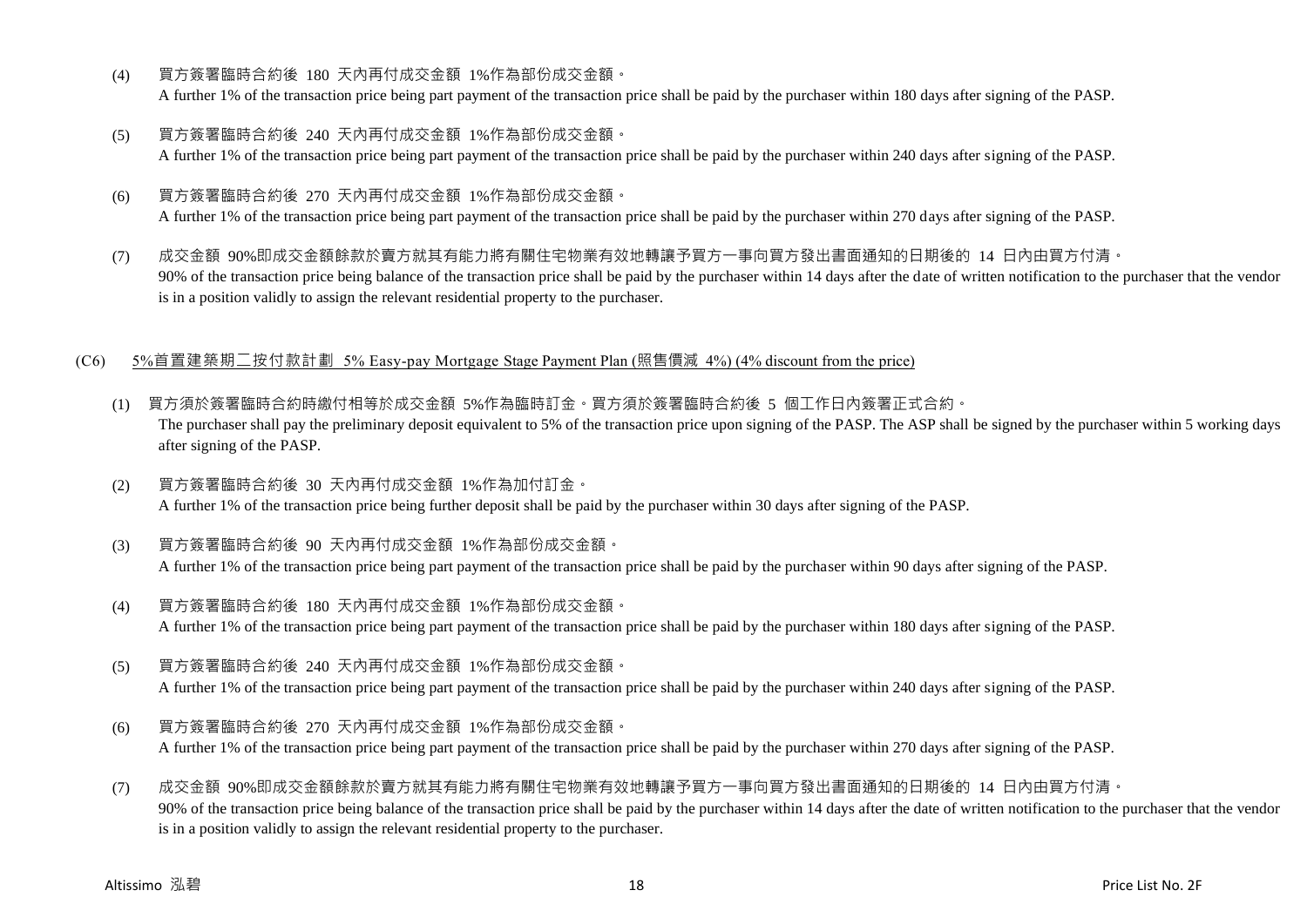(4) 買方簽署臨時合約後 180 天內再付成交金額 1%作為部份成交金額。
A further 1% of the transaction price being part payment of the transaction price shall be paid by the purchaser within 180 days after signing of the PASP.

(5) 買方簽署臨時合約後 240 天內再付成交金額 1%作為部份成交金額。
A further 1% of the transaction price being part payment of the transaction price shall be paid by the purchaser within 240 days after signing of the PASP.

(6) 買方簽署臨時合約後 270 天內再付成交金額 1%作為部份成交金額。
A further 1% of the transaction price being part payment of the transaction price shall be paid by the purchaser within 270 days after signing of the PASP.

(7) 成交金額 90%即成交金額餘款於賣方就其有能力將有關住宅物業有效地轉讓予買方一事向買方發出書面通知的日期後的 14 日內由買方付清。
90% of the transaction price being balance of the transaction price shall be paid by the purchaser within 14 days after the date of written notification to the purchaser that the vendor is in a position validly to assign the relevant residential property to the purchaser.

(C6) 5%首置建築期二按付款計劃 5% Easy-pay Mortgage Stage Payment Plan (照售價減 4%) (4% discount from the price)

(1) 買方須於簽署臨時合約時繳付相等於成交金額 5%作為臨時訂金。買方須於簽署臨時合約後 5 個工作日內簽署正式合約。
The purchaser shall pay the preliminary deposit equivalent to 5% of the transaction price upon signing of the PASP. The ASP shall be signed by the purchaser within 5 working days after signing of the PASP.

(2) 買方簽署臨時合約後 30 天內再付成交金額 1%作為加付訂金。
A further 1% of the transaction price being further deposit shall be paid by the purchaser within 30 days after signing of the PASP.

(3) 買方簽署臨時合約後 90 天內再付成交金額 1%作為部份成交金額。
A further 1% of the transaction price being part payment of the transaction price shall be paid by the purchaser within 90 days after signing of the PASP.

(4) 買方簽署臨時合約後 180 天內再付成交金額 1%作為部份成交金額。
A further 1% of the transaction price being part payment of the transaction price shall be paid by the purchaser within 180 days after signing of the PASP.

(5) 買方簽署臨時合約後 240 天內再付成交金額 1%作為部份成交金額。
A further 1% of the transaction price being part payment of the transaction price shall be paid by the purchaser within 240 days after signing of the PASP.

(6) 買方簽署臨時合約後 270 天內再付成交金額 1%作為部份成交金額。
A further 1% of the transaction price being part payment of the transaction price shall be paid by the purchaser within 270 days after signing of the PASP.

(7) 成交金額 90%即成交金額餘款於賣方就其有能力將有關住宅物業有效地轉讓予買方一事向買方發出書面通知的日期後的 14 日內由買方付清。
90% of the transaction price being balance of the transaction price shall be paid by the purchaser within 14 days after the date of written notification to the purchaser that the vendor is in a position validly to assign the relevant residential property to the purchaser.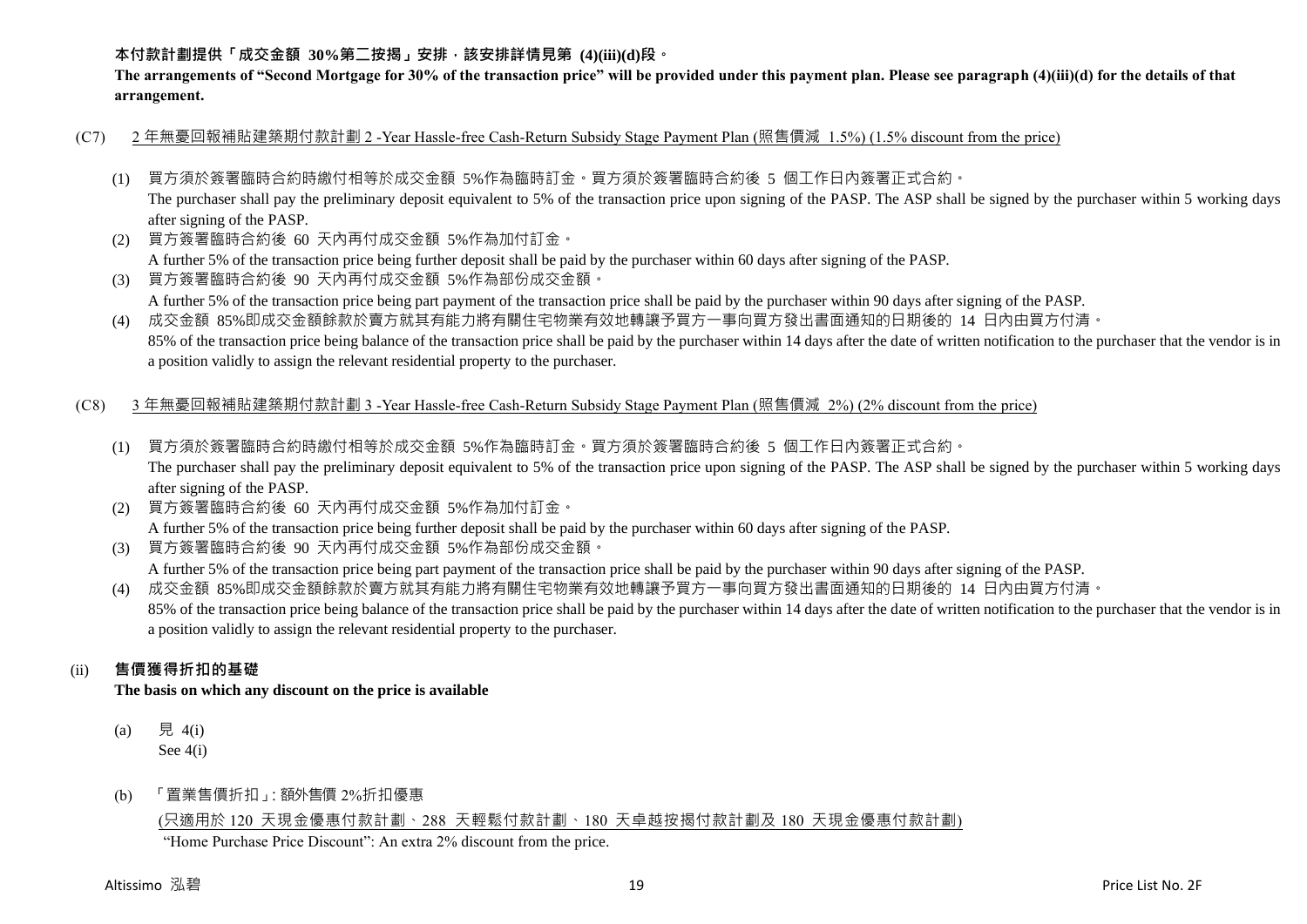**本付款計劃提供「成交金額 30%第二按揭」安排，該安排詳情見第 (4)(iii)(d)段。**

**The arrangements of "Second Mortgage for 30% of the transaction price" will be provided under this payment plan. Please see paragraph (4)(iii)(d) for the details of that arrangement.**

(C7) <u>2 年無憂回報補貼建築期付款計劃 2 -Year Hassle-free Cash-Return Subsidy Stage Payment Plan (照售價減 1.5%) (1.5% discount from the price)</u>

(1) 買方須於簽署臨時合約時繳付相等於成交金額 5%作為臨時訂金。買方須於簽署臨時合約後 5 個工作日內簽署正式合約。
The purchaser shall pay the preliminary deposit equivalent to 5% of the transaction price upon signing of the PASP. The ASP shall be signed by the purchaser within 5 working days after signing of the PASP.

(2) 買方簽署臨時合約後 60 天內再付成交金額 5%作為加付訂金。
A further 5% of the transaction price being further deposit shall be paid by the purchaser within 60 days after signing of the PASP.

(3) 買方簽署臨時合約後 90 天內再付成交金額 5%作為部份成交金額。
A further 5% of the transaction price being part payment of the transaction price shall be paid by the purchaser within 90 days after signing of the PASP.

(4) 成交金額 85%即成交金額餘款於賣方就其有能力將有關住宅物業有效地轉讓予買方一事向買方發出書面通知的日期後的 14 日內由買方付清。
85% of the transaction price being balance of the transaction price shall be paid by the purchaser within 14 days after the date of written notification to the purchaser that the vendor is in a position validly to assign the relevant residential property to the purchaser.

(C8) <u>3 年無憂回報補貼建築期付款計劃 3 -Year Hassle-free Cash-Return Subsidy Stage Payment Plan (照售價減 2%) (2% discount from the price)</u>

(1) 買方須於簽署臨時合約時繳付相等於成交金額 5%作為臨時訂金。買方須於簽署臨時合約後 5 個工作日內簽署正式合約。
The purchaser shall pay the preliminary deposit equivalent to 5% of the transaction price upon signing of the PASP. The ASP shall be signed by the purchaser within 5 working days after signing of the PASP.

(2) 買方簽署臨時合約後 60 天內再付成交金額 5%作為加付訂金。
A further 5% of the transaction price being further deposit shall be paid by the purchaser within 60 days after signing of the PASP.

(3) 買方簽署臨時合約後 90 天內再付成交金額 5%作為部份成交金額。
A further 5% of the transaction price being part payment of the transaction price shall be paid by the purchaser within 90 days after signing of the PASP.

(4) 成交金額 85%即成交金額餘款於賣方就其有能力將有關住宅物業有效地轉讓予買方一事向買方發出書面通知的日期後的 14 日內由買方付清。
85% of the transaction price being balance of the transaction price shall be paid by the purchaser within 14 days after the date of written notification to the purchaser that the vendor is in a position validly to assign the relevant residential property to the purchaser.

(ii) **售價獲得折扣的基礎**
**The basis on which any discount on the price is available**

(a) 見 4(i)
See 4(i)

(b) 「置業售價折扣」: 額外售價 2%折扣優惠
<u>(只適用於 120 天現金優惠付款計劃、288 天輕鬆付款計劃、180 天卓越按揭付款計劃及 180 天現金優惠付款計劃)</u>
"Home Purchase Price Discount": An extra 2% discount from the price.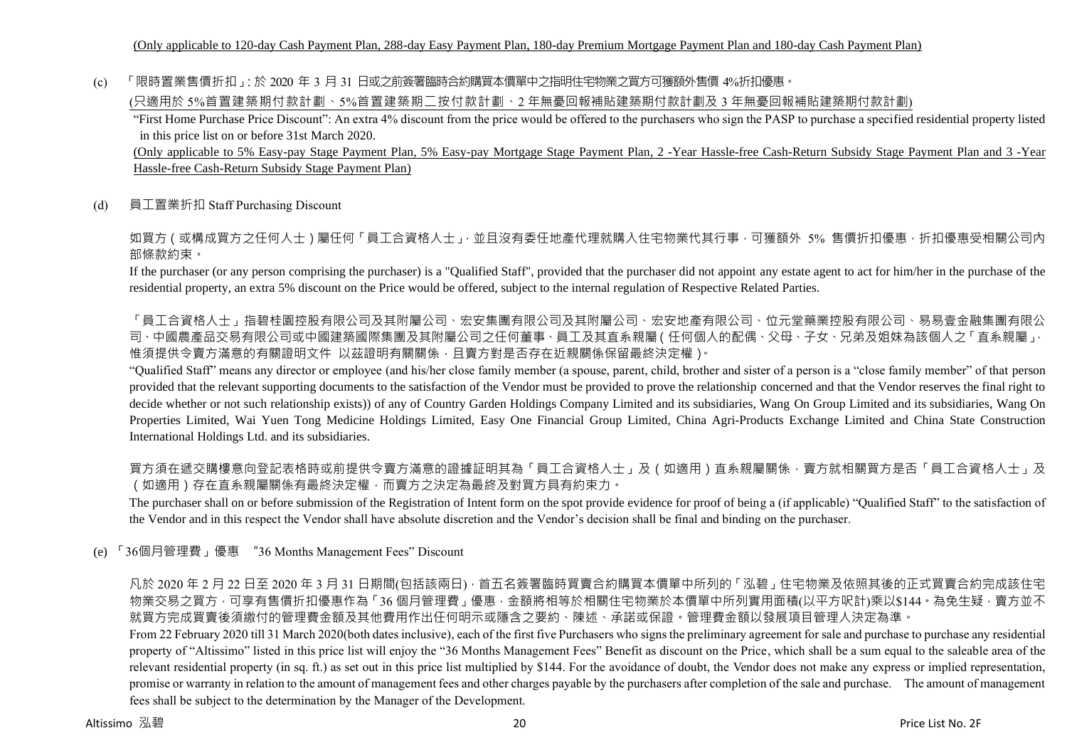(Only applicable to 120-day Cash Payment Plan, 288-day Easy Payment Plan, 180-day Premium Mortgage Payment Plan and 180-day Cash Payment Plan)

(c) 「限時置業售價折扣」: 於 2020 年 3 月 31 日或之前簽署臨時合約購買本價單中之指明住宅物業之買方可獲額外售價 4%折扣優惠。

(只適用於 5%首置建築期付款計劃、5%首置建築期二按付款計劃、2 年無憂回報補貼建築期付款計劃及 3 年無憂回報補貼建築期付款計劃)

"First Home Purchase Price Discount": An extra 4% discount from the price would be offered to the purchasers who sign the PASP to purchase a specified residential property listed in this price list on or before 31st March 2020.

(Only applicable to 5% Easy-pay Stage Payment Plan, 5% Easy-pay Mortgage Stage Payment Plan, 2 -Year Hassle-free Cash-Return Subsidy Stage Payment Plan and 3 -Year Hassle-free Cash-Return Subsidy Stage Payment Plan)

(d) 員工置業折扣 Staff Purchasing Discount

如買方（或構成買方之任何人士）屬任何「員工合資格人士」，並且沒有委任地產代理就購入住宅物業代其行事，可獲額外 5% 售價折扣優惠，折扣優惠受相關公司內部條款約束。

If the purchaser (or any person comprising the purchaser) is a "Qualified Staff", provided that the purchaser did not appoint any estate agent to act for him/her in the purchase of the residential property, an extra 5% discount on the Price would be offered, subject to the internal regulation of Respective Related Parties.

「員工合資格人士」指碧桂園控股有限公司及其附屬公司、宏安集團有限公司及其附屬公司、宏安地產有限公司、位元堂藥業控股有限公司、易易壹金融集團有限公司、中國農產品交易有限公司或中國建築國際集團及其附屬公司之任何董事、員工及其直系親屬（任何個人的配偶、父母、子女、兄弟及姐妹為該個人之「直系親屬」，惟須提供令賣方滿意的有關證明文件 以茲證明有關關係，且賣方對是否存在近親關係保留最終決定權）。

"Qualified Staff" means any director or employee (and his/her close family member (a spouse, parent, child, brother and sister of a person is a "close family member" of that person provided that the relevant supporting documents to the satisfaction of the Vendor must be provided to prove the relationship concerned and that the Vendor reserves the final right to decide whether or not such relationship exists)) of any of Country Garden Holdings Company Limited and its subsidiaries, Wang On Group Limited and its subsidiaries, Wang On Properties Limited, Wai Yuen Tong Medicine Holdings Limited, Easy One Financial Group Limited, China Agri-Products Exchange Limited and China State Construction International Holdings Ltd. and its subsidiaries.

買方須在遞交購樓意向登記表格時或前提供令賣方滿意的證據証明其為「員工合資格人士」及（如適用）直系親屬關係，賣方就相關買方是否「員工合資格人士」及（如適用）存在直系親屬關係有最終決定權，而賣方之決定為最終及對買方具有約束力。

The purchaser shall on or before submission of the Registration of Intent form on the spot provide evidence for proof of being a (if applicable) "Qualified Staff" to the satisfaction of the Vendor and in this respect the Vendor shall have absolute discretion and the Vendor's decision shall be final and binding on the purchaser.

(e) 「36個月管理費」優惠 "36 Months Management Fees" Discount

凡於 2020 年 2 月 22 日至 2020 年 3 月 31 日期間(包括該兩日)，首五名簽署臨時買賣合約購買本價單中所列的「泓碧」住宅物業及依照其後的正式買賣合約完成該住宅物業交易之買方，可享有售價折扣優惠作為「36 個月管理費」優惠，金額將相等於相關住宅物業於本價單中所列實用面積(以平方呎計)乘以$144。為免生疑，賣方並不就買方完成買賣後須繳付的管理費金額及其他費用作出任何明示或隱含之要約、陳述、承諾或保證。管理費金額以發展項目管理人決定為準。

From 22 February 2020 till 31 March 2020(both dates inclusive), each of the first five Purchasers who signs the preliminary agreement for sale and purchase to purchase any residential property of "Altissimo" listed in this price list will enjoy the "36 Months Management Fees" Benefit as discount on the Price, which shall be a sum equal to the saleable area of the relevant residential property (in sq. ft.) as set out in this price list multiplied by $144. For the avoidance of doubt, the Vendor does not make any express or implied representation, promise or warranty in relation to the amount of management fees and other charges payable by the purchasers after completion of the sale and purchase. The amount of management fees shall be subject to the determination by the Manager of the Development.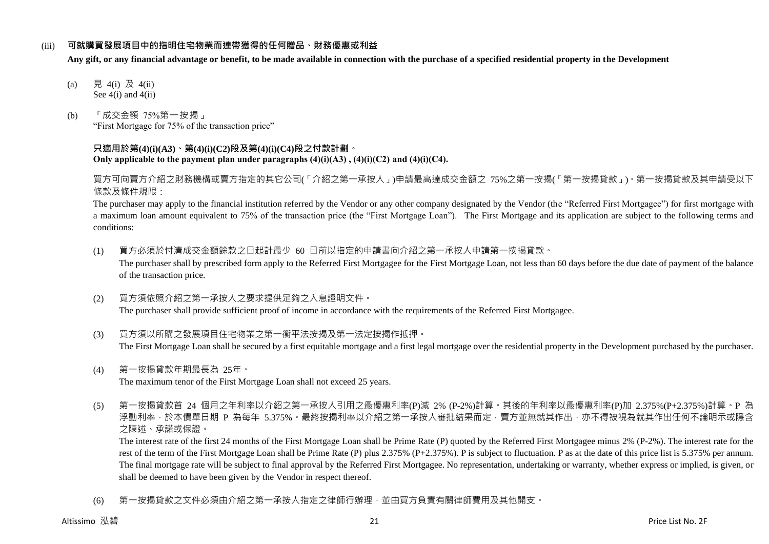(iii) **可就購買發展項目中的指明住宅物業而連帶獲得的任何贈品、財務優惠或利益**

**Any gift, or any financial advantage or benefit, to be made available in connection with the purchase of a specified residential property in the Development**

(a) 見 4(i) 及 4(ii)
See 4(i) and 4(ii)

(b) 「成交金額 75%第一按揭」
"First Mortgage for 75% of the transaction price"

**只適用於第(4)(i)(A3)、第(4)(i)(C2)段及第(4)(i)(C4)段之付款計劃。**
**Only applicable to the payment plan under paragraphs (4)(i)(A3) , (4)(i)(C2) and (4)(i)(C4).**

買方可向賣方介紹之財務機構或賣方指定的其它公司(「介紹之第一承按人」)申請最高達成交金額之 75%之第一按揭(「第一按揭貸款」)。第一按揭貸款及其申請受以下條款及條件規限：

The purchaser may apply to the financial institution referred by the Vendor or any other company designated by the Vendor (the "Referred First Mortgagee") for first mortgage with a maximum loan amount equivalent to 75% of the transaction price (the "First Mortgage Loan"). The First Mortgage and its application are subject to the following terms and conditions:

(1) 買方必須於付清成交金額餘款之日起計最少 60 日前以指定的申請書向介紹之第一承按人申請第一按揭貸款。
The purchaser shall by prescribed form apply to the Referred First Mortgagee for the First Mortgage Loan, not less than 60 days before the due date of payment of the balance of the transaction price.

(2) 買方須依照介紹之第一承按人之要求提供足夠之入息證明文件。
The purchaser shall provide sufficient proof of income in accordance with the requirements of the Referred First Mortgagee.

(3) 買方須以所購之發展項目住宅物業之第一衡平法按揭及第一法定按揭作抵押。
The First Mortgage Loan shall be secured by a first equitable mortgage and a first legal mortgage over the residential property in the Development purchased by the purchaser.

(4) 第一按揭貸款年期最長為 25年。
The maximum tenor of the First Mortgage Loan shall not exceed 25 years.

(5) 第一按揭貸款首 24 個月之年利率以介紹之第一承按人引用之最優惠利率(P)減 2% (P-2%)計算。其後的年利率以最優惠利率(P)加 2.375%(P+2.375%)計算。P 為浮動利率，於本價單日期 P 為每年 5.375%。最終按揭利率以介紹之第一承按人審批結果而定，賣方並無就其作出，亦不得被視為就其作出任何不論明示或隱含之陳述、承諾或保證。
The interest rate of the first 24 months of the First Mortgage Loan shall be Prime Rate (P) quoted by the Referred First Mortgagee minus 2% (P-2%). The interest rate for the rest of the term of the First Mortgage Loan shall be Prime Rate (P) plus 2.375% (P+2.375%). P is subject to fluctuation. P as at the date of this price list is 5.375% per annum. The final mortgage rate will be subject to final approval by the Referred First Mortgagee. No representation, undertaking or warranty, whether express or implied, is given, or shall be deemed to have been given by the Vendor in respect thereof.

(6) 第一按揭貸款之文件必須由介紹之第一承按人指定之律師行辦理，並由買方負責有關律師費用及其他開支。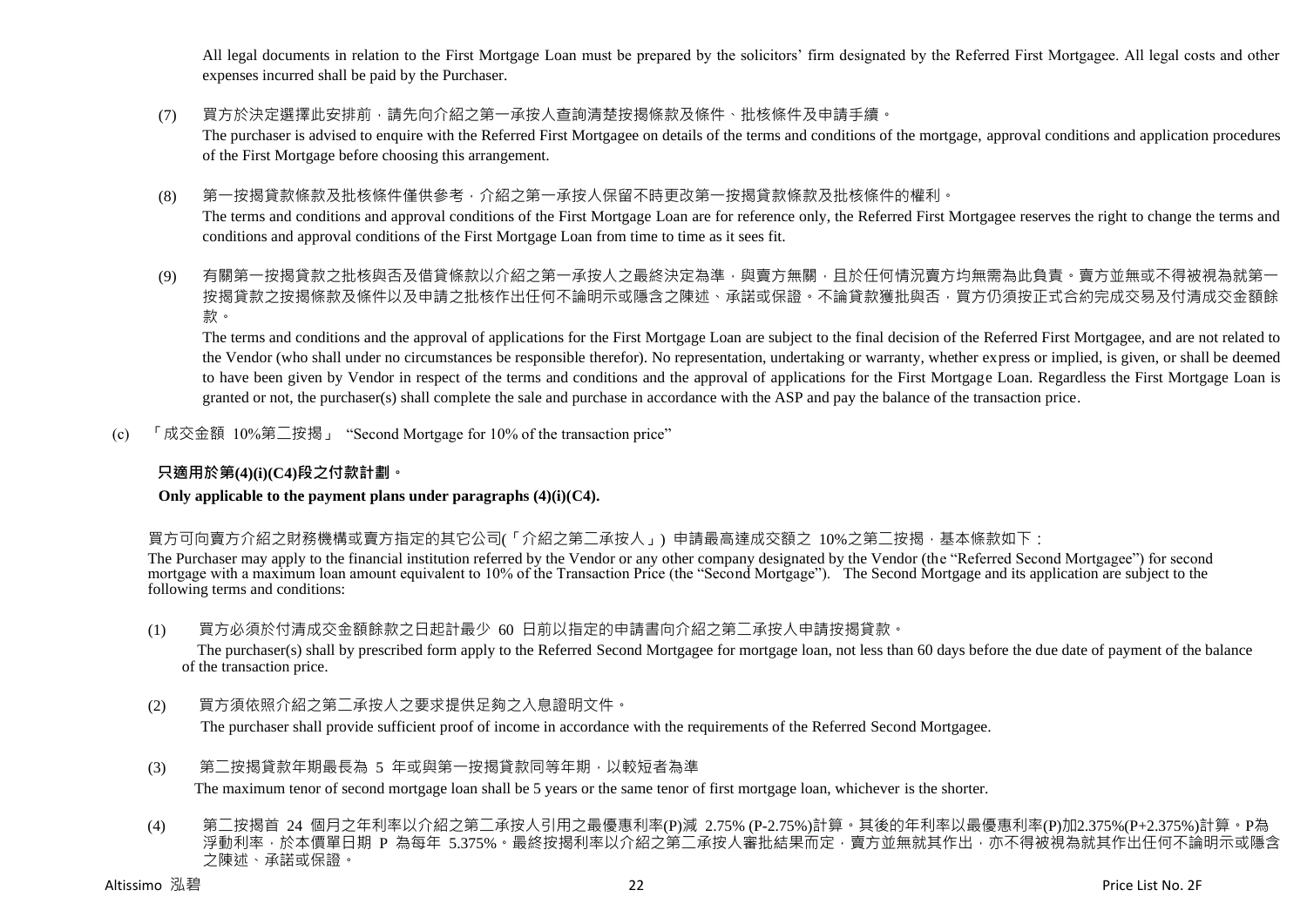All legal documents in relation to the First Mortgage Loan must be prepared by the solicitors' firm designated by the Referred First Mortgagee. All legal costs and other expenses incurred shall be paid by the Purchaser.

(7) 買方於決定選擇此安排前，請先向介紹之第一承按人查詢清楚按揭條款及條件、批核條件及申請手續。
The purchaser is advised to enquire with the Referred First Mortgagee on details of the terms and conditions of the mortgage, approval conditions and application procedures of the First Mortgage before choosing this arrangement.

(8) 第一按揭貸款條款及批核條件僅供參考，介紹之第一承按人保留不時更改第一按揭貸款條款及批核條件的權利。
The terms and conditions and approval conditions of the First Mortgage Loan are for reference only, the Referred First Mortgagee reserves the right to change the terms and conditions and approval conditions of the First Mortgage Loan from time to time as it sees fit.

(9) 有關第一按揭貸款之批核與否及借貸條款以介紹之第一承按人之最終決定為準，與賣方無關，且於任何情況賣方均無需為此負責。賣方並無或不得被視為就第一按揭貸款之按揭條款及條件以及申請之批核作出任何不論明示或隱含之陳述、承諾或保證。不論貸款獲批與否，買方仍須按正式合約完成交易及付清成交金額餘款。
The terms and conditions and the approval of applications for the First Mortgage Loan are subject to the final decision of the Referred First Mortgagee, and are not related to the Vendor (who shall under no circumstances be responsible therefor). No representation, undertaking or warranty, whether express or implied, is given, or shall be deemed to have been given by Vendor in respect of the terms and conditions and the approval of applications for the First Mortgage Loan. Regardless the First Mortgage Loan is granted or not, the purchaser(s) shall complete the sale and purchase in accordance with the ASP and pay the balance of the transaction price.

(c) 「成交金額 10%第二按揭」 "Second Mortgage for 10% of the transaction price"

**只適用於第(4)(i)(C4)段之付款計劃。**

**Only applicable to the payment plans under paragraphs (4)(i)(C4).**

買方可向賣方介紹之財務機構或賣方指定的其它公司(「介紹之第二承按人」) 申請最高達成交額之 10%之第二按揭，基本條款如下：
The Purchaser may apply to the financial institution referred by the Vendor or any other company designated by the Vendor (the "Referred Second Mortgagee") for second mortgage with a maximum loan amount equivalent to 10% of the Transaction Price (the "Second Mortgage"). The Second Mortgage and its application are subject to the following terms and conditions:

(1) 買方必須於付清成交金額餘款之日起計最少 60 日前以指定的申請書向介紹之第二承按人申請按揭貸款。
The purchaser(s) shall by prescribed form apply to the Referred Second Mortgagee for mortgage loan, not less than 60 days before the due date of payment of the balance of the transaction price.

(2) 買方須依照介紹之第二承按人之要求提供足夠之入息證明文件。
The purchaser shall provide sufficient proof of income in accordance with the requirements of the Referred Second Mortgagee.

(3) 第二按揭貸款年期最長為 5 年或與第一按揭貸款同等年期，以較短者為準
The maximum tenor of second mortgage loan shall be 5 years or the same tenor of first mortgage loan, whichever is the shorter.

(4) 第二按揭首 24 個月之年利率以介紹之第二承按人引用之最優惠利率(P)減 2.75% (P-2.75%)計算。其後的年利率以最優惠利率(P)加2.375%(P+2.375%)計算。P為浮動利率，於本價單日期 P 為每年 5.375%。最終按揭利率以介紹之第二承按人審批結果而定，賣方並無就其作出，亦不得被視為就其作出任何不論明示或隱含之陳述、承諾或保證。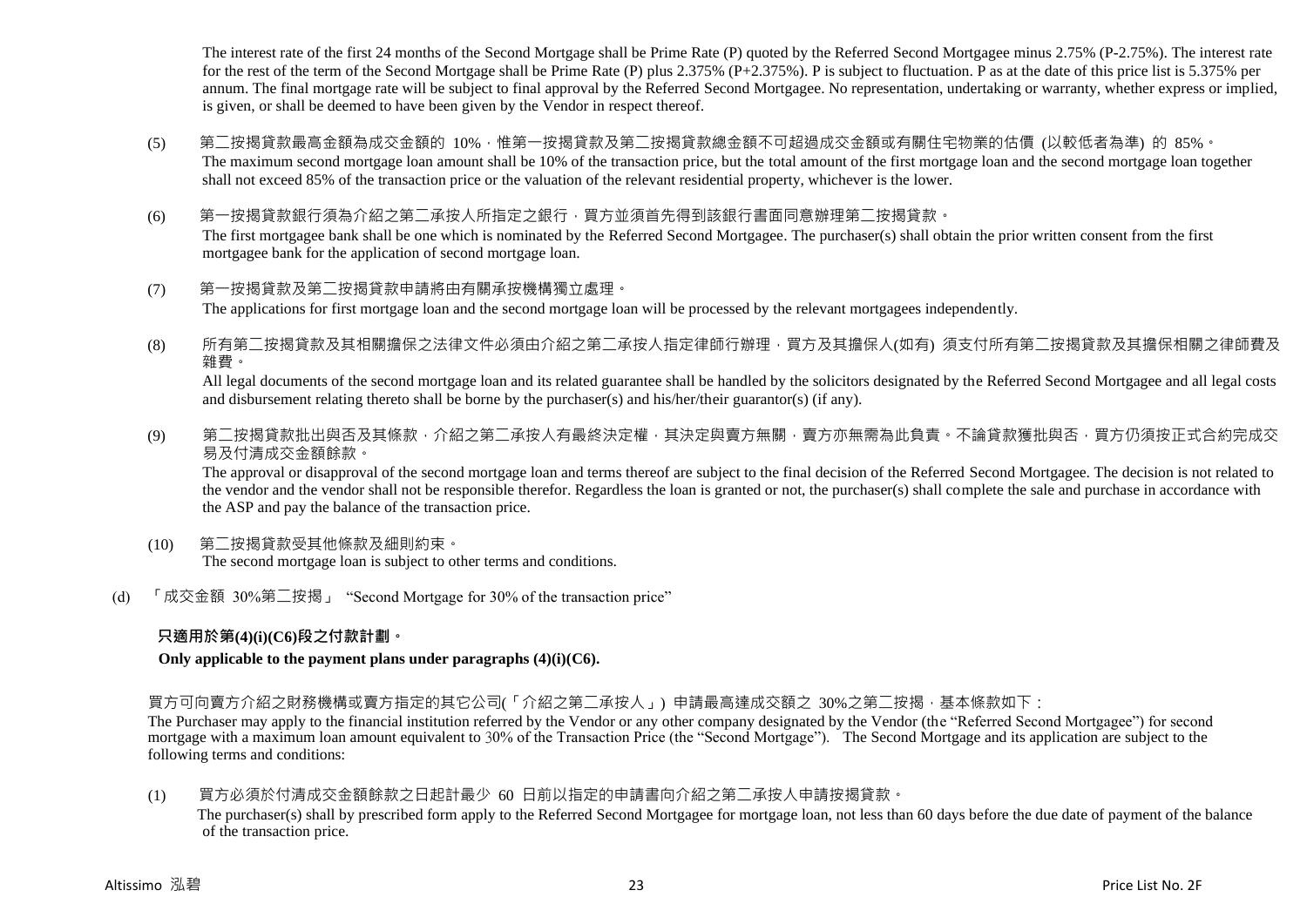The interest rate of the first 24 months of the Second Mortgage shall be Prime Rate (P) quoted by the Referred Second Mortgagee minus 2.75% (P-2.75%). The interest rate for the rest of the term of the Second Mortgage shall be Prime Rate (P) plus 2.375% (P+2.375%). P is subject to fluctuation. P as at the date of this price list is 5.375% per annum. The final mortgage rate will be subject to final approval by the Referred Second Mortgagee. No representation, undertaking or warranty, whether express or implied, is given, or shall be deemed to have been given by the Vendor in respect thereof.

(5) 第二按揭貸款最高金額為成交金額的 10%，惟第一按揭貸款及第二按揭貸款總金額不可超過成交金額或有關住宅物業的估價 (以較低者為準) 的 85%。
The maximum second mortgage loan amount shall be 10% of the transaction price, but the total amount of the first mortgage loan and the second mortgage loan together shall not exceed 85% of the transaction price or the valuation of the relevant residential property, whichever is the lower.

(6) 第一按揭貸款銀行須為介紹之第二承按人所指定之銀行，買方並須首先得到該銀行書面同意辦理第二按揭貸款。
The first mortgagee bank shall be one which is nominated by the Referred Second Mortgagee. The purchaser(s) shall obtain the prior written consent from the first mortgagee bank for the application of second mortgage loan.

(7) 第一按揭貸款及第二按揭貸款申請將由有關承按機構獨立處理。
The applications for first mortgage loan and the second mortgage loan will be processed by the relevant mortgagees independently.

(8) 所有第二按揭貸款及其相關擔保之法律文件必須由介紹之第二承按人指定律師行辦理，買方及其擔保人(如有) 須支付所有第二按揭貸款及其擔保相關之律師費及雜費。
All legal documents of the second mortgage loan and its related guarantee shall be handled by the solicitors designated by the Referred Second Mortgagee and all legal costs and disbursement relating thereto shall be borne by the purchaser(s) and his/her/their guarantor(s) (if any).

(9) 第二按揭貸款批出與否及其條款，介紹之第二承按人有最終決定權，其決定與賣方無關，賣方亦無需為此負責。不論貸款獲批與否，買方仍須按正式合約完成交易及付清成交金額餘款。
The approval or disapproval of the second mortgage loan and terms thereof are subject to the final decision of the Referred Second Mortgagee. The decision is not related to the vendor and the vendor shall not be responsible therefor. Regardless the loan is granted or not, the purchaser(s) shall complete the sale and purchase in accordance with the ASP and pay the balance of the transaction price.

(10) 第二按揭貸款受其他條款及細則約束。
The second mortgage loan is subject to other terms and conditions.

(d) 「成交金額 30%第二按揭」 "Second Mortgage for 30% of the transaction price"

**只適用於第(4)(i)(C6)段之付款計劃。**

**Only applicable to the payment plans under paragraphs (4)(i)(C6).**

買方可向賣方介紹之財務機構或賣方指定的其它公司(「介紹之第二承按人」) 申請最高達成交額之 30%之第二按揭，基本條款如下：
The Purchaser may apply to the financial institution referred by the Vendor or any other company designated by the Vendor (the "Referred Second Mortgagee") for second mortgage with a maximum loan amount equivalent to 30% of the Transaction Price (the "Second Mortgage"). The Second Mortgage and its application are subject to the following terms and conditions:

(1) 買方必須於付清成交金額餘款之日起計最少 60 日前以指定的申請書向介紹之第二承按人申請按揭貸款。
The purchaser(s) shall by prescribed form apply to the Referred Second Mortgagee for mortgage loan, not less than 60 days before the due date of payment of the balance of the transaction price.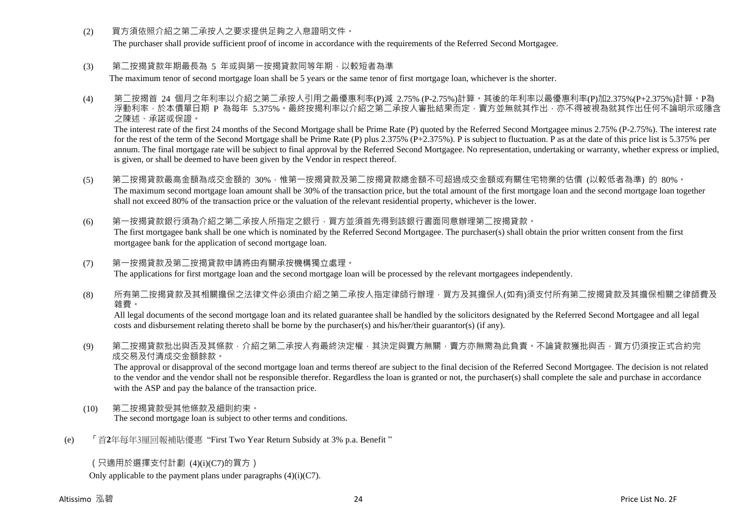(2) 買方須依照介紹之第二承按人之要求提供足夠之入息證明文件。

The purchaser shall provide sufficient proof of income in accordance with the requirements of the Referred Second Mortgagee.

(3) 第二按揭貸款年期最長為 5 年或與第一按揭貸款同等年期，以較短者為準

The maximum tenor of second mortgage loan shall be 5 years or the same tenor of first mortgage loan, whichever is the shorter.

(4) 第二按揭首 24 個月之年利率以介紹之第二承按人引用之最優惠利率(P)減 2.75% (P-2.75%)計算。其後的年利率以最優惠利率(P)加2.375%(P+2.375%)計算。P為浮動利率，於本價單日期 P 為每年 5.375%。最終按揭利率以介紹之第二承按人審批結果而定，賣方並無就其作出，亦不得被視為就其作出任何不論明示或隱含之陳述、承諾或保證。

The interest rate of the first 24 months of the Second Mortgage shall be Prime Rate (P) quoted by the Referred Second Mortgagee minus 2.75% (P-2.75%). The interest rate for the rest of the term of the Second Mortgage shall be Prime Rate (P) plus 2.375% (P+2.375%). P is subject to fluctuation. P as at the date of this price list is 5.375% per annum. The final mortgage rate will be subject to final approval by the Referred Second Mortgagee. No representation, undertaking or warranty, whether express or implied, is given, or shall be deemed to have been given by the Vendor in respect thereof.

(5) 第二按揭貸款最高金額為成交金額的 30%，惟第一按揭貸款及第二按揭貸款總金額不可超過成交金額或有關住宅物業的估價 (以較低者為準) 的 80%。

The maximum second mortgage loan amount shall be 30% of the transaction price, but the total amount of the first mortgage loan and the second mortgage loan together shall not exceed 80% of the transaction price or the valuation of the relevant residential property, whichever is the lower.

(6) 第一按揭貸款銀行須為介紹之第二承按人所指定之銀行，買方並須首先得到該銀行書面同意辦理第二按揭貸款。

The first mortgagee bank shall be one which is nominated by the Referred Second Mortgagee. The purchaser(s) shall obtain the prior written consent from the first mortgagee bank for the application of second mortgage loan.

(7) 第一按揭貸款及第二按揭貸款申請將由有關承按機構獨立處理。

The applications for first mortgage loan and the second mortgage loan will be processed by the relevant mortgagees independently.

(8) 所有第二按揭貸款及其相關擔保之法律文件必須由介紹之第二承按人指定律師行辦理，買方及其擔保人(如有)須支付所有第二按揭貸款及其擔保相關之律師費及雜費。

All legal documents of the second mortgage loan and its related guarantee shall be handled by the solicitors designated by the Referred Second Mortgagee and all legal costs and disbursement relating thereto shall be borne by the purchaser(s) and his/her/their guarantor(s) (if any).

(9) 第二按揭貸款批出與否及其條款，介紹之第二承按人有最終決定權，其決定與賣方無關，賣方亦無需為此負責。不論貸款獲批與否，買方仍須按正式合約完成交易及付清成交金額餘款。

The approval or disapproval of the second mortgage loan and terms thereof are subject to the final decision of the Referred Second Mortgagee. The decision is not related to the vendor and the vendor shall not be responsible therefor. Regardless the loan is granted or not, the purchaser(s) shall complete the sale and purchase in accordance with the ASP and pay the balance of the transaction price.

(10) 第二按揭貸款受其他條款及細則約束。

The second mortgage loan is subject to other terms and conditions.

(e) 「首**2**年每年3厘回報補貼優惠 "First Two Year Return Subsidy at 3% p.a. Benefit "

（只適用於選擇支付計劃 (4)(i)(C7)的買方）

Only applicable to the payment plans under paragraphs (4)(i)(C7).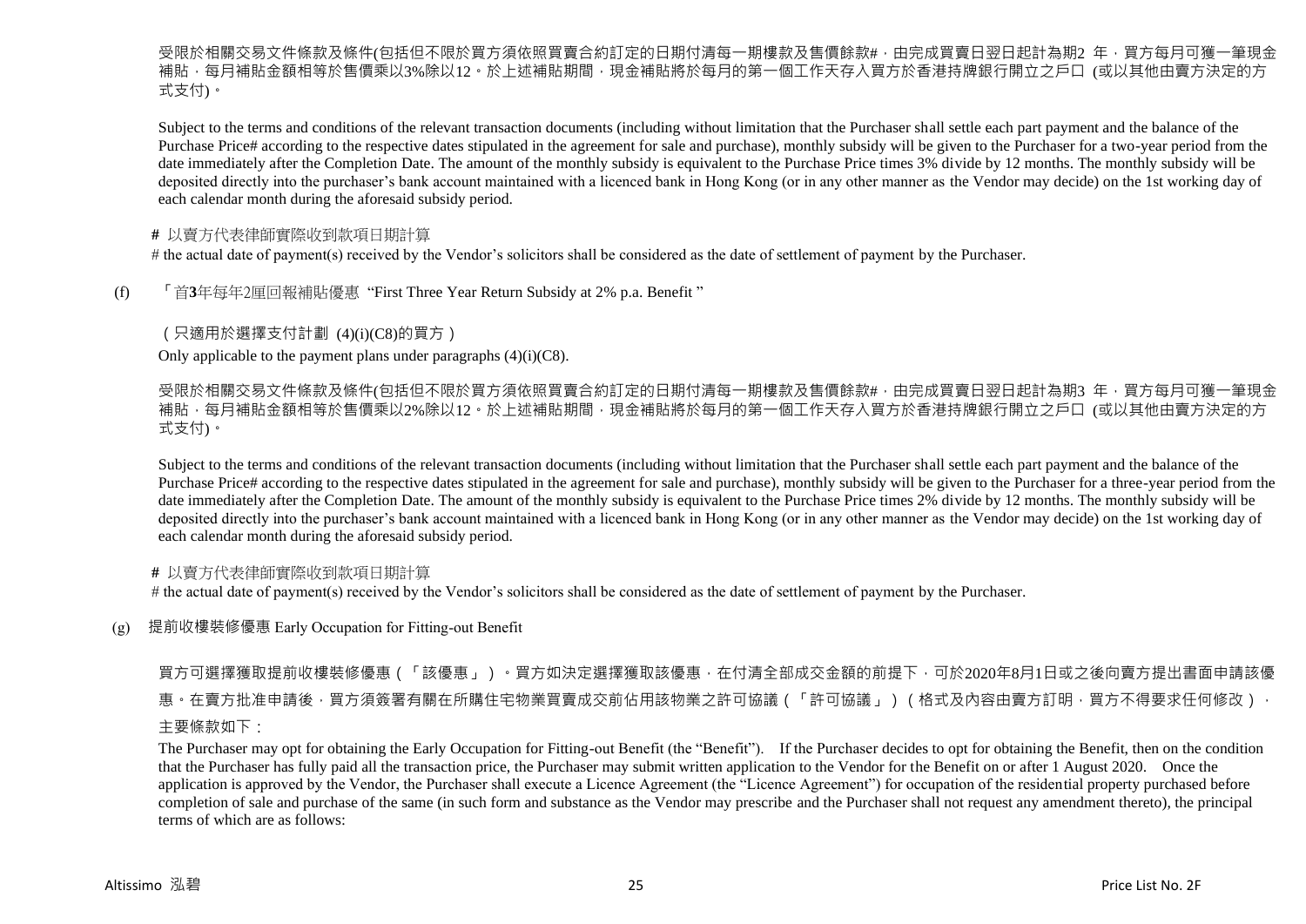受限於相關交易文件條款及條件(包括但不限於買方須依照買賣合約訂定的日期付清每一期樓款及售價餘款#，由完成買賣日翌日起計為期2 年，買方每月可獲一筆現金補貼，每月補貼金額相等於售價乘以3%除以12。於上述補貼期間，現金補貼將於每月的第一個工作天存入買方於香港持牌銀行開立之戶口 (或以其他由賣方決定的方式支付)。

Subject to the terms and conditions of the relevant transaction documents (including without limitation that the Purchaser shall settle each part payment and the balance of the Purchase Price# according to the respective dates stipulated in the agreement for sale and purchase), monthly subsidy will be given to the Purchaser for a two-year period from the date immediately after the Completion Date. The amount of the monthly subsidy is equivalent to the Purchase Price times 3% divide by 12 months. The monthly subsidy will be deposited directly into the purchaser's bank account maintained with a licenced bank in Hong Kong (or in any other manner as the Vendor may decide) on the 1st working day of each calendar month during the aforesaid subsidy period.

**#** 以賣方代表律師實際收到款項日期計算

# the actual date of payment(s) received by the Vendor's solicitors shall be considered as the date of settlement of payment by the Purchaser.

(f) 「首**3**年每年2厘回報補貼優惠 "First Three Year Return Subsidy at 2% p.a. Benefit "

（只適用於選擇支付計劃 (4)(i)(C8)的買方）

Only applicable to the payment plans under paragraphs (4)(i)(C8).

受限於相關交易文件條款及條件(包括但不限於買方須依照買賣合約訂定的日期付清每一期樓款及售價餘款#，由完成買賣日翌日起計為期3 年，買方每月可獲一筆現金補貼，每月補貼金額相等於售價乘以2%除以12。於上述補貼期間，現金補貼將於每月的第一個工作天存入買方於香港持牌銀行開立之戶口 (或以其他由賣方決定的方式支付)。

Subject to the terms and conditions of the relevant transaction documents (including without limitation that the Purchaser shall settle each part payment and the balance of the Purchase Price# according to the respective dates stipulated in the agreement for sale and purchase), monthly subsidy will be given to the Purchaser for a three-year period from the date immediately after the Completion Date. The amount of the monthly subsidy is equivalent to the Purchase Price times 2% divide by 12 months. The monthly subsidy will be deposited directly into the purchaser's bank account maintained with a licenced bank in Hong Kong (or in any other manner as the Vendor may decide) on the 1st working day of each calendar month during the aforesaid subsidy period.

**#** 以賣方代表律師實際收到款項日期計算

# the actual date of payment(s) received by the Vendor's solicitors shall be considered as the date of settlement of payment by the Purchaser.

(g) 提前收樓裝修優惠 Early Occupation for Fitting-out Benefit

買方可選擇獲取提前收樓裝修優惠（「該優惠」）。買方如決定選擇獲取該優惠，在付清全部成交金額的前提下，可於2020年8月1日或之後向賣方提出書面申請該優惠。在賣方批准申請後，買方須簽署有關在所購住宅物業買賣成交前佔用該物業之許可協議（「許可協議」）（格式及內容由賣方訂明，買方不得要求任何修改），主要條款如下：

The Purchaser may opt for obtaining the Early Occupation for Fitting-out Benefit (the "Benefit"). If the Purchaser decides to opt for obtaining the Benefit, then on the condition that the Purchaser has fully paid all the transaction price, the Purchaser may submit written application to the Vendor for the Benefit on or after 1 August 2020. Once the application is approved by the Vendor, the Purchaser shall execute a Licence Agreement (the "Licence Agreement") for occupation of the residential property purchased before completion of sale and purchase of the same (in such form and substance as the Vendor may prescribe and the Purchaser shall not request any amendment thereto), the principal terms of which are as follows: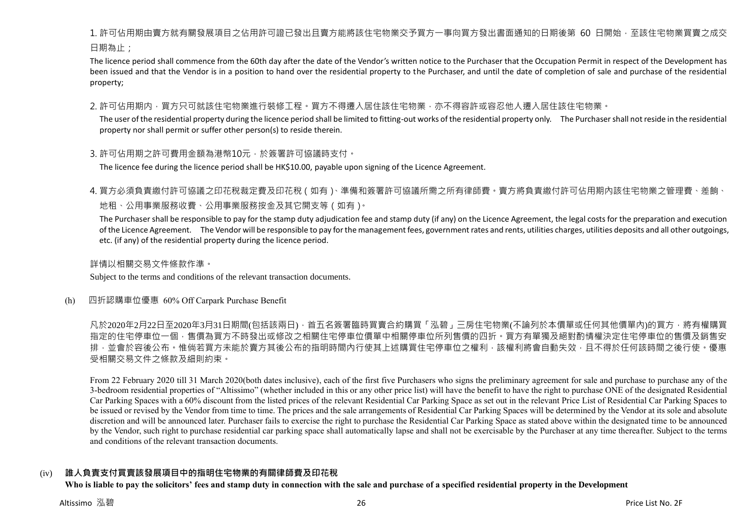1. 許可佔用期由賣方就有關發展項目之佔用許可證已發出且賣方能將該住宅物業交予買方一事向買方發出書面通知的日期後第 60 日開始，至該住宅物業買賣之成交日期為止；

The licence period shall commence from the 60th day after the date of the Vendor's written notice to the Purchaser that the Occupation Permit in respect of the Development has been issued and that the Vendor is in a position to hand over the residential property to the Purchaser, and until the date of completion of sale and purchase of the residential property;

2. 許可佔用期內，買方只可就該住宅物業進行裝修工程。買方不得遷入居住該住宅物業，亦不得容許或容忍他人遷入居住該住宅物業。

The user of the residential property during the licence period shall be limited to fitting-out works of the residential property only. The Purchaser shall not reside in the residential property nor shall permit or suffer other person(s) to reside therein.

3. 許可佔用期之許可費用金額為港幣10元，於簽署許可協議時支付。

The licence fee during the licence period shall be HK$10.00, payable upon signing of the Licence Agreement.

4. 買方必須負責繳付許可協議之印花稅裁定費及印花稅（如有）、準備和簽署許可協議所需之所有律師費。賣方將負責繳付許可佔用期內該住宅物業之管理費、差餉、地租、公用事業服務收費、公用事業服務按金及其它開支等（如有）。

The Purchaser shall be responsible to pay for the stamp duty adjudication fee and stamp duty (if any) on the Licence Agreement, the legal costs for the preparation and execution of the Licence Agreement. The Vendor will be responsible to pay for the management fees, government rates and rents, utilities charges, utilities deposits and all other outgoings, etc. (if any) of the residential property during the licence period.

詳情以相關交易文件條款作準。

Subject to the terms and conditions of the relevant transaction documents.

(h) 四折認購車位優惠 60% Off Carpark Purchase Benefit

凡於2020年2月22日至2020年3月31日期間(包括該兩日)，首五名簽署臨時買賣合約購買「泓碧」三房住宅物業(不論列於本價單或任何其他價單內)的買方，將有權購買指定的住宅停車位一個，售價為買方不時發出或修改之相關住宅停車位價單中相關停車位所列售價的四折。買方有單獨及絕對酌情權決定住宅停車位的售價及銷售安排，並會於容後公布。惟倘若買方未能於賣方其後公布的指明時間內行使其上述購買住宅停車位之權利，該權利將會自動失效，且不得於任何該時間之後行使。優惠受相關交易文件之條款及細則約束。

From 22 February 2020 till 31 March 2020(both dates inclusive), each of the first five Purchasers who signs the preliminary agreement for sale and purchase to purchase any of the 3-bedroom residential properties of "Altissimo" (whether included in this or any other price list) will have the benefit to have the right to purchase ONE of the designated Residential Car Parking Spaces with a 60% discount from the listed prices of the relevant Residential Car Parking Space as set out in the relevant Price List of Residential Car Parking Spaces to be issued or revised by the Vendor from time to time. The prices and the sale arrangements of Residential Car Parking Spaces will be determined by the Vendor at its sole and absolute discretion and will be announced later. Purchaser fails to exercise the right to purchase the Residential Car Parking Space as stated above within the designated time to be announced by the Vendor, such right to purchase residential car parking space shall automatically lapse and shall not be exercisable by the Purchaser at any time thereafter. Subject to the terms and conditions of the relevant transaction documents.

### (iv) 誰人負責支付買賣該發展項目中的指明住宅物業的有關律師費及印花稅

**Who is liable to pay the solicitors' fees and stamp duty in connection with the sale and purchase of a specified residential property in the Development**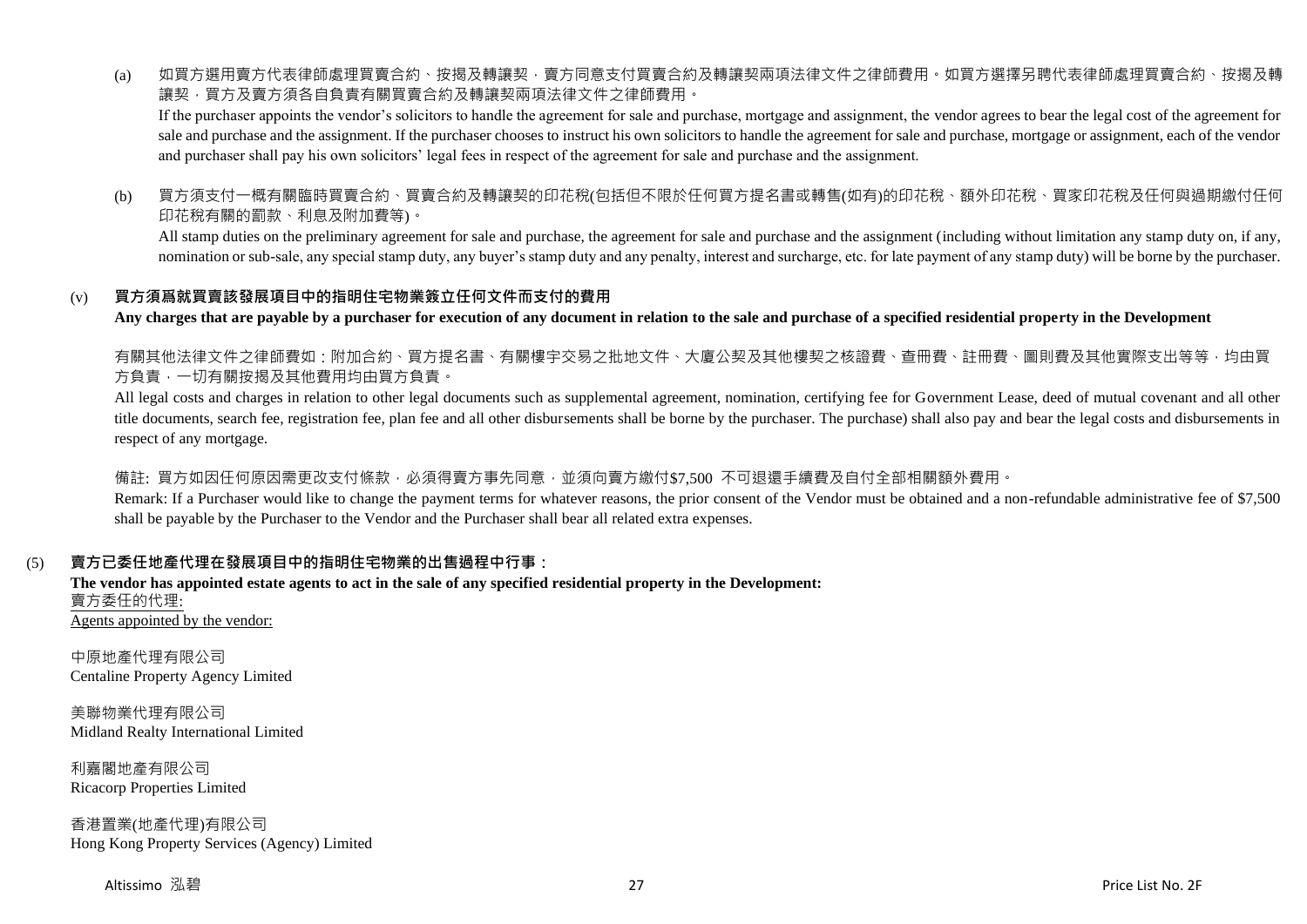(a) 如買方選用賣方代表律師處理買賣合約、按揭及轉讓契，賣方同意支付買賣合約及轉讓契兩項法律文件之律師費用。如買方選擇另聘代表律師處理買賣合約、按揭及轉讓契，買方及賣方須各自負責有關買賣合約及轉讓契兩項法律文件之律師費用。

If the purchaser appoints the vendor's solicitors to handle the agreement for sale and purchase, mortgage and assignment, the vendor agrees to bear the legal cost of the agreement for sale and purchase and the assignment. If the purchaser chooses to instruct his own solicitors to handle the agreement for sale and purchase, mortgage or assignment, each of the vendor and purchaser shall pay his own solicitors' legal fees in respect of the agreement for sale and purchase and the assignment.

(b) 買方須支付一概有關臨時買賣合約、買賣合約及轉讓契的印花稅(包括但不限於任何買方提名書或轉售(如有)的印花稅、額外印花稅、買家印花稅及任何與過期繳付任何印花稅有關的罰款、利息及附加費等)。

All stamp duties on the preliminary agreement for sale and purchase, the agreement for sale and purchase and the assignment (including without limitation any stamp duty on, if any, nomination or sub-sale, any special stamp duty, any buyer's stamp duty and any penalty, interest and surcharge, etc. for late payment of any stamp duty) will be borne by the purchaser.

### (v) 買方須爲就買賣該發展項目中的指明住宅物業簽立任何文件而支付的費用

**Any charges that are payable by a purchaser for execution of any document in relation to the sale and purchase of a specified residential property in the Development**

有關其他法律文件之律師費如：附加合約、買方提名書、有關樓宇交易之批地文件、大廈公契及其他樓契之核證費、查冊費、註冊費、圖則費及其他實際支出等等，均由買方負責，一切有關按揭及其他費用均由買方負責。

All legal costs and charges in relation to other legal documents such as supplemental agreement, nomination, certifying fee for Government Lease, deed of mutual covenant and all other title documents, search fee, registration fee, plan fee and all other disbursements shall be borne by the purchaser. The purchase) shall also pay and bear the legal costs and disbursements in respect of any mortgage.

備註: 買方如因任何原因需更改支付條款，必須得賣方事先同意，並須向賣方繳付$7,500 不可退還手續費及自付全部相關額外費用。

Remark: If a Purchaser would like to change the payment terms for whatever reasons, the prior consent of the Vendor must be obtained and a non-refundable administrative fee of $7,500 shall be payable by the Purchaser to the Vendor and the Purchaser shall bear all related extra expenses.

## (5) 賣方已委任地產代理在發展項目中的指明住宅物業的出售過程中行事：

**The vendor has appointed estate agents to act in the sale of any specified residential property in the Development:**

<u>賣方委任的代理:</u>

<u>Agents appointed by the vendor:</u>

中原地產代理有限公司
Centaline Property Agency Limited

美聯物業代理有限公司
Midland Realty International Limited

利嘉閣地產有限公司
Ricacorp Properties Limited

香港置業(地產代理)有限公司
Hong Kong Property Services (Agency) Limited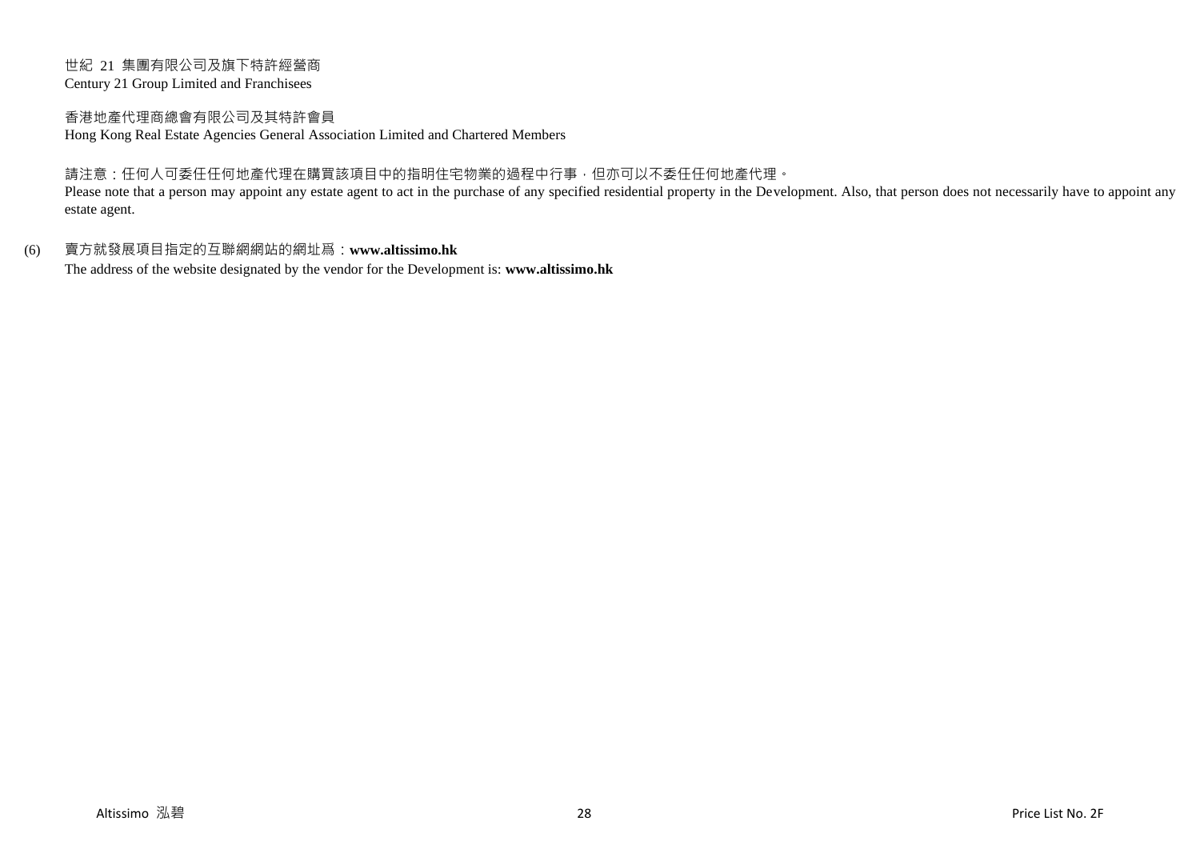世紀 21 集團有限公司及旗下特許經營商
Century 21 Group Limited and Franchisees

香港地產代理商總會有限公司及其特許會員
Hong Kong Real Estate Agencies General Association Limited and Chartered Members

請注意：任何人可委任任何地產代理在購買該項目中的指明住宅物業的過程中行事，但亦可以不委任任何地產代理。
Please note that a person may appoint any estate agent to act in the purchase of any specified residential property in the Development. Also, that person does not necessarily have to appoint any estate agent.

(6) 賣方就發展項目指定的互聯網網站的網址爲：**www.altissimo.hk**
The address of the website designated by the vendor for the Development is: **www.altissimo.hk**